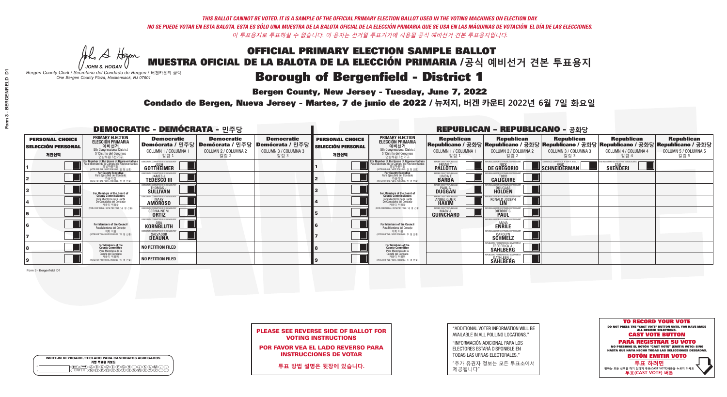*THIS BALLOT CANNOT BE VOTED. IT IS A SAMPLE OF THE OFFICIAL PRIMARY ELECTION BALLOT USED IN THE VOTING MACHINES ON ELECTION DAY.*
*NO SE PUEDE VOTAR EN ESTA BALOTA. ESTA ES SÓLO UNA MUESTRA DE LA BALOTA OFICIAL DE LA ELECCIÓN PRIMARIA QUE SE USA EN LAS MÁQUINAS DE VOTACIÓN EL DÍA DE LAS ELECCIONES.*
*이 투표용지로 투표하실 수 없습니다. 이 용지는 선거일 투표기기에 사용될 공식 예비선거 견본 투표용지입니다.*

JOHN S. HOGAN
*Bergen County Clerk / Secretario del Condado de Bergen / 버겐카운티 클럭*
*One Bergen County Plaza, Hackensack, NJ 07601*

# OFFICIAL PRIMARY ELECTION SAMPLE BALLOT
# MUESTRA OFICIAL DE LA BALOTA DE LA ELECCIÓN PRIMARIA /공식 예비선거 견본 투표용지

## Borough of Bergenfield - District 1

**Bergen County, New Jersey - Tuesday, June 7, 2022**

**Condado de Bergen, Nueva Jersey - Martes, 7 de junio de 2022 / 뉴저지, 버겐 카운티 2022년 6월 7일 화요일**

### DEMOCRATIC - DEMÓCRATA - 민주당

| PERSONAL CHOICE / SELECCIÓN PERSONAL / 개인선택 | PRIMARY ELECTION / ELECCIÓN PRIMARIA / 예비선거 (5th Congressional District / 5° Distrito del Congreso / 연방하원 5선거구) | Democratic / Demócrata / 민주당 COLUMN 1 / COLUMNA 1 / 칼럼 1 | Democratic / Demócrata / 민주당 COLUMN 2 / COLUMNA 2 / 칼럼 2 | Democratic / Demócrata / 민주당 COLUMN 3 / COLUMNA 3 / 칼럼 3 |
|---|---|---|---|---|
| 1 | For Member of the House of Representatives / Para Miembro de la Cámara de Representantes / 연방하원의원 (VOTE FOR ONE / VOTE POR UNO / 한 명 선출) | JOSH GOTTHEIMER | | |
| 2 | For County Executive / Para Ejecutivo del Condado / 카운티장 (VOTE FOR ONE / VOTE POR UNO / 한 명 선출) | JAMES J. TEDESCO III | | |
| 3 | For Members of the Board of County Commissioners / Para Miembros de la Junta De Concejales del Condado / 카운티 위원들 (VOTE FOR THREE / VOTE POR TRES / 세 명 선출) | THOMAS J. SULLIVAN | | |
| 4 | | MARY AMOROSO | | |
| 5 | | GERMAINE M. ORTIZ | | |
| 6 | For Members of the Council / Para Miembros del Concejo / 의회 의원 (VOTE FOR TWO / VOTE POR DOS / 두 명 선출) | ORA KORNBLUTH | | |
| 7 | | SALVADOR DEAUNA | | |
| 8 | For Members of the County Committee / Para Miembros de la Comité del Condado / 카운티 위원회 (VOTE FOR TWO / VOTE POR DOS / 두 명 선출) | NO PETITION FILED | | |
| 9 | | NO PETITION FILED | | |

### REPUBLICAN - REPUBLICANO - 공화당

| PERSONAL CHOICE / SELECCIÓN PERSONAL / 개인선택 | PRIMARY ELECTION / ELECCIÓN PRIMARIA / 예비선거 (5th Congressional District / 5° Distrito del Congreso / 연방하원 5선거구) | Republican / Republicano / 공화당 COLUMN 1 / COLUMNA 1 / 칼럼 1 | Republican / Republicano / 공화당 COLUMN 2 / COLUMNA 2 / 칼럼 2 | Republican / Republicano / 공화당 COLUMN 3 / COLUMNA 3 / 칼럼 3 | Republican / Republicano / 공화당 COLUMN 4 / COLUMNA 4 / 칼럼 4 | Republican / Republicano / 공화당 COLUMN 5 / COLUMNA 5 / 칼럼 5 |
|---|---|---|---|---|---|---|
| 1 | For Member of the House of Representatives / Para Miembro de la Cámara de Representantes / 연방하원의원 (VOTE FOR ONE / VOTE POR UNO / 한 명 선출) | FRANK T. PALLOTTA | NICK DE GREGORIO | FRED SCHNEIDERMAN | SAB SKENDERI | |
| 2 | For County Executive / Para Ejecutivo del Condado / 카운티장 (VOTE FOR ONE / VOTE POR UNO / 한 명 선출) | LINDA T. BARBA | TODD CALIGUIRE | | | |
| 3 | For Members of the Board of County Commissioners / Para Miembros de la Junta De Concejales del Condado / 카운티 위원들 (VOTE FOR THREE / VOTE POR TRES / 세 명 선출) | PAUL A. DUGGAN | DOUGLAS HOLDEN | | | |
| 4 | | ANGELIQUE R. HAKIM | RONALD JOSEPH LIN | | | |
| 5 | | MARY J. GUINCHARD | DIERDRE G. PAUL | | | |
| 6 | For Members of the Council / Para Miembros del Concejo / 의회 의원 (VOTE FOR TWO / VOTE POR DOS / 두 명 선출) | | ANNA ENRILE | | | |
| 7 | | | CAROLYN SCHMELZ | | | |
| 8 | For Members of the County Committee / Para Miembros de la Comité del Condado / 카운티 위원회 (VOTE FOR TWO / VOTE POR DOS / 두 명 선출) | | FREDERICK J. SAHLBERG | | | |
| 9 | | | KATHLEEN J. SAHLBERG | | | |

Form 3 - Bergenfield D1

**PLEASE SEE REVERSE SIDE OF BALLOT FOR VOTING INSTRUCTIONS**

**POR FAVOR VEA EL LADO REVERSO PARA INSTRUCCIONES DE VOTAR**

**투표 방법 설명은 뒷장에 있습니다.**

"ADDITIONAL VOTER INFORMATION WILL BE AVAILABLE IN ALL POLLING LOCATIONS."

"INFORMACIÓN ADICIONAL PARA LOS ELECTORES ESTARÁ DISPONIBLE EN TODAS LAS URNAS ELECTORALES."

"추가 유권자 정보는 모든 투표소에서 제공됩니다"

WRITE-IN KEYBOARD /TECLADO PARA CANDIDATOS AGREGADOS
기명 투표용 키보드

**TO RECORD YOUR VOTE**
DO NOT PRESS THE "CAST VOTE" BUTTON UNTIL YOU HAVE MADE ALL DESIRED SELECTIONS.
**CAST VOTE BUTTON**

**PARA REGISTRAR SU VOTO**
NO PRESIONE EL BOTÓN "CAST VOTE" (EMITIR VOTO) SINO HASTA QUE HAYA HECHO TODAS LAS SELECCIONES DESEADAS.
**BOTÓN EMITIR VOTO**

**투표 하려면**
원하는 모든 선택을 하기 전까지 투표(CAST VOTE)버튼을 누르지 마세요.
**투표(CAST VOTE) 버튼**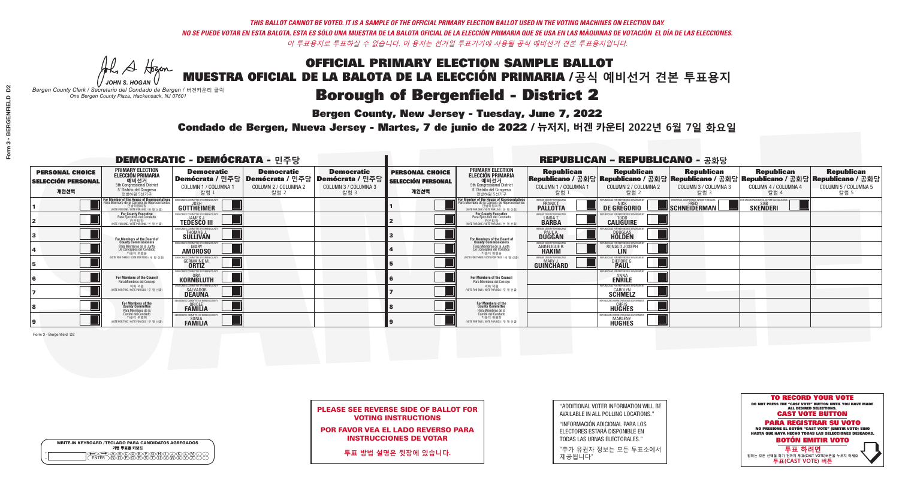*THIS BALLOT CANNOT BE VOTED. IT IS A SAMPLE OF THE OFFICIAL PRIMARY ELECTION BALLOT USED IN THE VOTING MACHINES ON ELECTION DAY.*
*NO SE PUEDE VOTAR EN ESTA BALOTA. ESTA ES SÓLO UNA MUESTRA DE LA BALOTA OFICIAL DE LA ELECCIÓN PRIMARIA QUE SE USA EN LAS MÁQUINAS DE VOTACIÓN EL DÍA DE LAS ELECCIONES.*
*이 투표용지로 투표하실 수 없습니다. 이 용지는 선거일 투표기기에 사용될 공식 예비선거 견본 투표용지입니다.*

JOHN S. HOGAN
*Bergen County Clerk / Secretario del Condado de Bergen / 버겐카운티 클럭*
*One Bergen County Plaza, Hackensack, NJ 07601*

# OFFICIAL PRIMARY ELECTION SAMPLE BALLOT
# MUESTRA OFICIAL DE LA BALOTA DE LA ELECCIÓN PRIMARIA / 공식 예비선거 견본 투표용지

## Borough of Bergenfield - District 2

**Bergen County, New Jersey - Tuesday, June 7, 2022**

**Condado de Bergen, Nueva Jersey - Martes, 7 de junio de 2022 / 뉴저지, 버겐 카운티 2022년 6월 7일 화요일**

### DEMOCRATIC - DEMÓCRATA - 민주당

| PERSONAL CHOICE / SELECCIÓN PERSONAL / 개인선택 | PRIMARY ELECTION / ELECCIÓN PRIMARIA / 예비선거 (5th Congressional District / 5° Distrito del Congreso / 연방하원 5선거구) | Democratic / Demócrata / 민주당 COLUMN 1 / COLUMNA 1 / 칼럼 1 | Democratic / Demócrata / 민주당 COLUMN 2 / COLUMNA 2 / 칼럼 2 | Democratic / Demócrata / 민주당 COLUMN 3 / COLUMNA 3 / 칼럼 3 |
|---|---|---|---|---|
| 1 | For Member of the House of Representatives / Para Miembro de la Cámara de Representantes / 연방하원의원 (VOTE FOR ONE / VOTE POR UNO / 한 명 선출) | JOSH GOTTHEIMER | | |
| 2 | For County Executive / Para Ejecutivo del Condado / 카운티장 (VOTE FOR ONE / VOTE POR UNO / 한 명 선출) | JAMES J. TEDESCO III | | |
| 3 | For Members of the Board of County Commissioners / Para Miembros de la Junta De Concejales del Condado / 카운티 위원들 (VOTE FOR THREE / VOTE POR TRES / 세 명 선출) | THOMAS J. SULLIVAN | | |
| 4 | | MARY AMOROSO | | |
| 5 | | GERMAINE M. ORTIZ | | |
| 6 | For Members of the Council / Para Miembros del Concejo / 의회 의원 (VOTE FOR TWO / VOTE POR DOS / 두 명 선출) | ORA KORNBLUTH | | |
| 7 | | SALVADOR DEAUNA | | |
| 8 | For Members of the County Committee / Para Miembros de la Comité del Condado / 카운티 위원회 (VOTE FOR TWO / VOTE POR DOS / 두 명 선출) | ORIOLE FAMILIA | | |
| 9 | | SONIA FAMILIA | | |

### REPUBLICAN - REPUBLICANO - 공화당

| PERSONAL CHOICE / SELECCIÓN PERSONAL / 개인선택 | PRIMARY ELECTION / ELECCIÓN PRIMARIA / 예비선거 (5th Congressional District / 5° Distrito del Congreso / 연방하원 5선거구) | Republican / Republicano / 공화당 COLUMN 1 / COLUMNA 1 / 칼럼 1 | Republican / Republicano / 공화당 COLUMN 2 / COLUMNA 2 / 칼럼 2 | Republican / Republicano / 공화당 COLUMN 3 / COLUMNA 3 / 칼럼 3 | Republican / Republicano / 공화당 COLUMN 4 / COLUMNA 4 / 칼럼 4 | Republican / Republicano / 공화당 COLUMN 5 / COLUMNA 5 / 칼럼 5 |
|---|---|---|---|---|---|---|
| 1 | For Member of the House of Representatives / Para Miembro de la Cámara de Representantes / 연방하원의원 (VOTE FOR ONE / VOTE POR UNO / 한 명 선출) | FRANK T. PALLOTTA | NICK DE GREGORIO | FRED SCHNEIDERMAN | SAB SKENDERI | |
| 2 | For County Executive / Para Ejecutivo del Condado / 카운티장 (VOTE FOR ONE / VOTE POR UNO / 한 명 선출) | LINDA T. BARBA | TODD CALIGUIRE | | | |
| 3 | For Members of the Board of County Commissioners / Para Miembros de la Junta De Concejales del Condado / 카운티 위원들 (VOTE FOR THREE / VOTE POR TRES / 세 명 선출) | PAUL A. DUGGAN | DOUGLAS HOLDEN | | | |
| 4 | | ANGELIQUE R. HAKIM | RONALD JOSEPH LIN | | | |
| 5 | | MARY J. GUINCHARD | DIERDRE G. PAUL | | | |
| 6 | For Members of the Council / Para Miembros del Concejo / 의회 의원 (VOTE FOR TWO / VOTE POR DOS / 두 명 선출) | | ANNA ENRILE | | | |
| 7 | | | CAROLYN SCHMELZ | | | |
| 8 | For Members of the County Committee / Para Miembros de la Comité del Condado / 카운티 위원회 (VOTE FOR TWO / VOTE POR DOS / 두 명 선출) | | CHRIS HUGHES | | | |
| 9 | | | MARLENY HUGHES | | | |

Form 3 - Bergenfield D2

**PLEASE SEE REVERSE SIDE OF BALLOT FOR VOTING INSTRUCTIONS**

**POR FAVOR VEA EL LADO REVERSO PARA INSTRUCCIONES DE VOTAR**

**투표 방법 설명은 뒷장에 있습니다.**

"ADDITIONAL VOTER INFORMATION WILL BE AVAILABLE IN ALL POLLING LOCATIONS."

"INFORMACIÓN ADICIONAL PARA LOS ELECTORES ESTARÁ DISPONIBLE EN TODAS LAS URNAS ELECTORALES."

"추가 유권자 정보는 모든 투표소에서 제공됩니다"

WRITE-IN KEYBOARD / TECLADO PARA CANDIDATOS AGREGADOS / 기명 투표용 키보드

**TO RECORD YOUR VOTE**
DO NOT PRESS THE "CAST VOTE" BUTTON UNTIL YOU HAVE MADE ALL DESIRED SELECTIONS.
**CAST VOTE BUTTON**

**PARA REGISTRAR SU VOTO**
NO PRESIONE EL BOTÓN "CAST VOTE" (EMITIR VOTO) SINO HASTA QUE HAYA HECHO TODAS LAS SELECCIONES DESEADAS.
**BOTÓN EMITIR VOTO**

**투표 하려면**
원하는 모든 선택을 하기 전까지 투표(CAST VOTE)버튼을 누르지 마세요.
**투표(CAST VOTE) 버튼**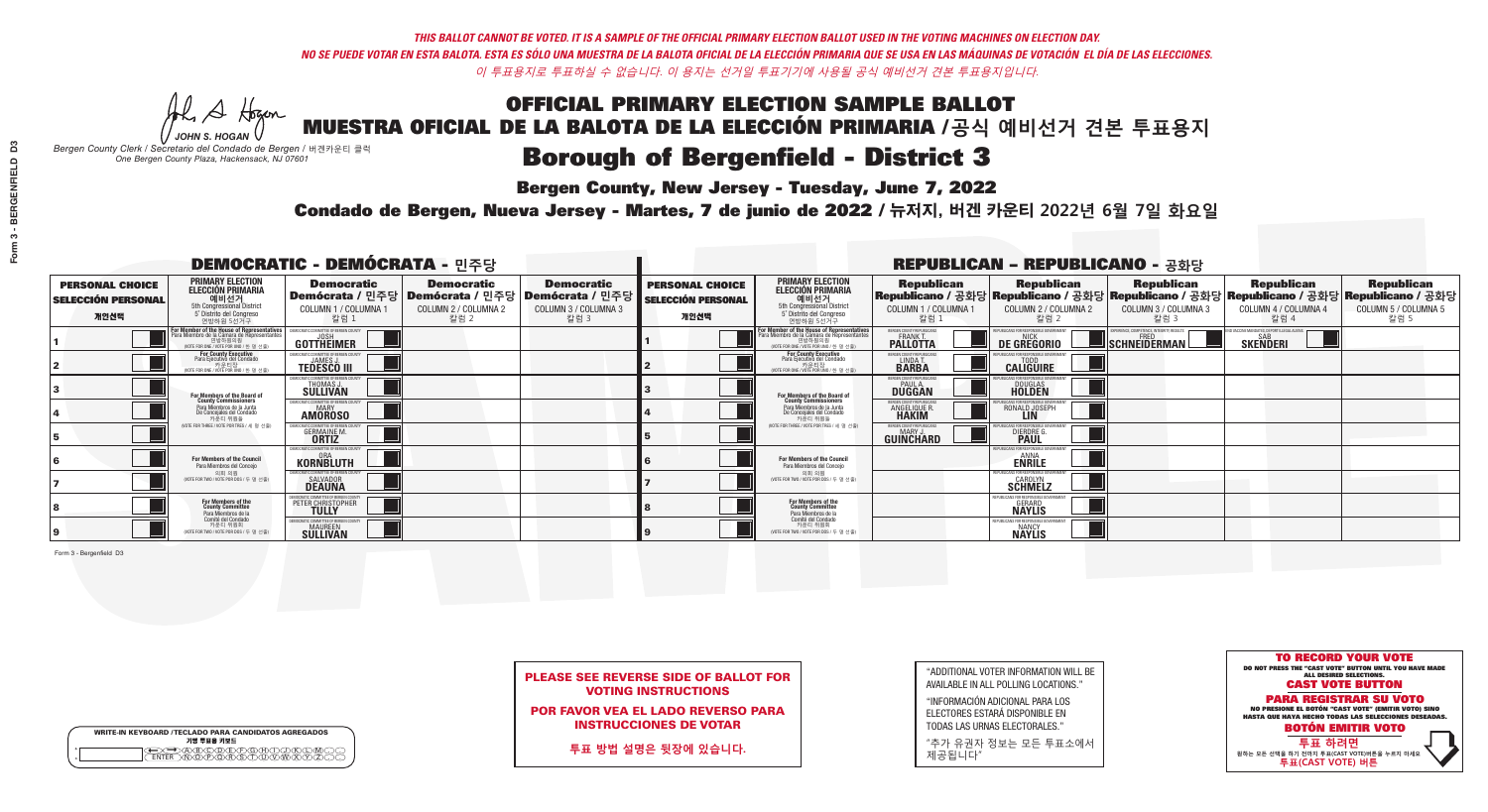*THIS BALLOT CANNOT BE VOTED. IT IS A SAMPLE OF THE OFFICIAL PRIMARY ELECTION BALLOT USED IN THE VOTING MACHINES ON ELECTION DAY.*
*NO SE PUEDE VOTAR EN ESTA BALOTA. ESTA ES SÓLO UNA MUESTRA DE LA BALOTA OFICIAL DE LA ELECCIÓN PRIMARIA QUE SE USA EN LAS MÁQUINAS DE VOTACIÓN EL DÍA DE LAS ELECCIONES.*
*이 투표용지로 투표하실 수 없습니다. 이 용지는 선거일 투표기기에 사용될 공식 예비선거 견본 투표용지입니다.*

JOHN S. HOGAN
*Bergen County Clerk / Secretario del Condado de Bergen / 버겐카운티 클럭*
*One Bergen County Plaza, Hackensack, NJ 07601*

# OFFICIAL PRIMARY ELECTION SAMPLE BALLOT
# MUESTRA OFICIAL DE LA BALOTA DE LA ELECCIÓN PRIMARIA /공식 예비선거 견본 투표용지
# Borough of Bergenfield - District 3

**Bergen County, New Jersey - Tuesday, June 7, 2022**
**Condado de Bergen, Nueva Jersey - Martes, 7 de junio de 2022 / 뉴저지, 버겐 카운티 2022년 6월 7일 화요일**

## DEMOCRATIC - DEMÓCRATA - 민주당

| PERSONAL CHOICE / SELECCIÓN PERSONAL / 개인선택 | PRIMARY ELECTION / ELECCIÓN PRIMARIA / 예비선거 (5th Congressional District) | Democratic / Demócrata / 민주당 COLUMN 1 / COLUMNA 1 / 칼럼 1 | Democratic / Demócrata / 민주당 COLUMN 2 / COLUMNA 2 / 칼럼 2 | Democratic / Demócrata / 민주당 COLUMN 3 / COLUMNA 3 / 칼럼 3 |
|---|---|---|---|---|
| 1 | For Member of the House of Representatives / Para Miembro de la Cámara de Representantes / 연방하원의원 (VOTE FOR ONE / VOTE POR UNO / 한 명 선출) | JOSH GOTTHEIMER | | |
| 2 | For County Executive / Para Ejecutivo del Condado / 카운티장 (VOTE FOR ONE / VOTE POR UNO / 한 명 선출) | JAMES J. TEDESCO III | | |
| 3 | For Members of the Board of County Commissioners / Para Miembros de la Junta De Concejales del Condado / 카운티 위원들 (VOTE FOR THREE / VOTE POR TRES / 세 명 선출) | THOMAS J. SULLIVAN | | |
| 4 | | MARY AMOROSO | | |
| 5 | | GERMAINE M. ORTIZ | | |
| 6 | For Members of the Council / Para Miembros del Concejo / 의회 의원 (VOTE FOR TWO / VOTE POR DOS / 두 명 선출) | ORA KORNBLUTH | | |
| 7 | | SALVADOR DEAUNA | | |
| 8 | For Members of the County Committee / Para Miembros de la Comité del Condado / 카운티 위원회 (VOTE FOR TWO / VOTE POR DOS / 두 명 선출) | PETER CHRISTOPHER TULLY | | |
| 9 | | MAUREEN SULLIVAN | | |

## REPUBLICAN - REPUBLICANO - 공화당

| PERSONAL CHOICE / SELECCIÓN PERSONAL / 개인선택 | PRIMARY ELECTION / ELECCIÓN PRIMARIA / 예비선거 (5th Congressional District) | Republican / Republicano / 공화당 COLUMN 1 / COLUMNA 1 / 칼럼 1 | Republican / Republicano / 공화당 COLUMN 2 / COLUMNA 2 / 칼럼 2 | Republican / Republicano / 공화당 COLUMN 3 / COLUMNA 3 / 칼럼 3 | Republican / Republicano / 공화당 COLUMN 4 / COLUMNA 4 / 칼럼 4 | Republican / Republicano / 공화당 COLUMN 5 / COLUMNA 5 / 칼럼 5 |
|---|---|---|---|---|---|---|
| 1 | For Member of the House of Representatives / Para Miembro de la Cámara de Representantes / 연방하원의원 (VOTE FOR ONE / VOTE POR UNO / 한 명 선출) | FRANK T. PALLOTTA | NICK DE GREGORIO | FRED SCHNEIDERMAN | SAB SKENDERI | |
| 2 | For County Executive / Para Ejecutivo del Condado / 카운티장 (VOTE FOR ONE / VOTE POR UNO / 한 명 선출) | LINDA T. BARBA | TODD CALIGUIRE | | | |
| 3 | For Members of the Board of County Commissioners / Para Miembros de la Junta De Concejales del Condado / 카운티 위원들 (VOTE FOR THREE / VOTE POR TRES / 세 명 선출) | PAUL A. DUGGAN | DOUGLAS HOLDEN | | | |
| 4 | | ANGELIQUE R. HAKIM | RONALD JOSEPH LIN | | | |
| 5 | | MARY J. GUINCHARD | DIERDRE G. PAUL | | | |
| 6 | For Members of the Council / Para Miembros del Concejo / 의회 의원 (VOTE FOR TWO / VOTE POR DOS / 두 명 선출) | | ANNA ENRILE | | | |
| 7 | | | CAROLYN SCHMELZ | | | |
| 8 | For Members of the County Committee / Para Miembros de la Comité del Condado / 카운티 위원회 (VOTE FOR TWO / VOTE POR DOS / 두 명 선출) | | GERARD NAYLIS | | | |
| 9 | | | NANCY NAYLIS | | | |

Form 3 - Bergenfield D3

**PLEASE SEE REVERSE SIDE OF BALLOT FOR VOTING INSTRUCTIONS**

**POR FAVOR VEA EL LADO REVERSO PARA INSTRUCCIONES DE VOTAR**

**투표 방법 설명은 뒷장에 있습니다.**

"ADDITIONAL VOTER INFORMATION WILL BE AVAILABLE IN ALL POLLING LOCATIONS."

"INFORMACIÓN ADICIONAL PARA LOS ELECTORES ESTARÁ DISPONIBLE EN TODAS LAS URNAS ELECTORALES."

"추가 유권자 정보는 모든 투표소에서 제공됩니다"

WRITE-IN KEYBOARD /TECLADO PARA CANDIDATOS AGREGADOS
기명 투표용 키보드

**TO RECORD YOUR VOTE**
DO NOT PRESS THE "CAST VOTE" BUTTON UNTIL YOU HAVE MADE ALL DESIRED SELECTIONS.
**CAST VOTE BUTTON**

**PARA REGISTRAR SU VOTO**
NO PRESIONE EL BOTÓN "CAST VOTE" (EMITIR VOTO) SINO HASTA QUE HAYA HECHO TODAS LAS SELECCIONES DESEADAS.
**BOTÓN EMITIR VOTO**

**투표 하려면**
원하는 모든 선택을 하기 전까지 투표(CAST VOTE)버튼을 누르지 마세요
**투표(CAST VOTE) 버튼**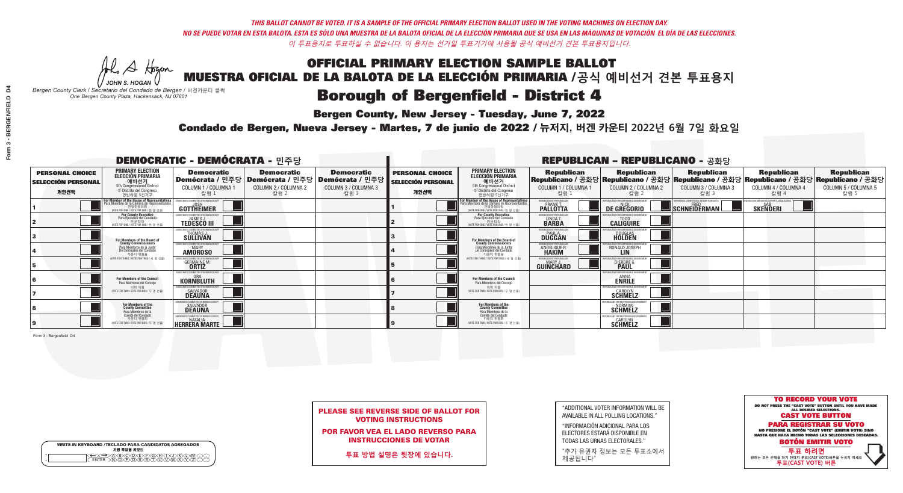*THIS BALLOT CANNOT BE VOTED. IT IS A SAMPLE OF THE OFFICIAL PRIMARY ELECTION BALLOT USED IN THE VOTING MACHINES ON ELECTION DAY.*
*NO SE PUEDE VOTAR EN ESTA BALOTA. ESTA ES SÓLO UNA MUESTRA DE LA BALOTA OFICIAL DE LA ELECCIÓN PRIMARIA QUE SE USA EN LAS MÁQUINAS DE VOTACIÓN EL DÍA DE LAS ELECCIONES.*
*이 투표용지로 투표하실 수 없습니다. 이 용지는 선거일 투표기기에 사용될 공식 예비선거 견본 투표용지입니다.*

JOHN S. HOGAN
*Bergen County Clerk / Secretario del Condado de Bergen / 버겐카운티 클럭*
*One Bergen County Plaza, Hackensack, NJ 07601*

# OFFICIAL PRIMARY ELECTION SAMPLE BALLOT
# MUESTRA OFICIAL DE LA BALOTA DE LA ELECCIÓN PRIMARIA / 공식 예비선거 견본 투표용지

## Borough of Bergenfield - District 4

**Bergen County, New Jersey - Tuesday, June 7, 2022**

**Condado de Bergen, Nueva Jersey - Martes, 7 de junio de 2022 / 뉴저지, 버겐 카운티 2022년 6월 7일 화요일**

### DEMOCRATIC - DEMÓCRATA - 민주당

| PERSONAL CHOICE / SELECCIÓN PERSONAL / 개인선택 | PRIMARY ELECTION / ELECCIÓN PRIMARIA / 예비선거 (5th Congressional District / 5° Distrito del Congreso / 연방하원 5선거구) | Democratic / Demócrata / 민주당 COLUMN 1 / COLUMNA 1 / 칼럼 1 | Democratic / Demócrata / 민주당 COLUMN 2 / COLUMNA 2 / 칼럼 2 | Democratic / Demócrata / 민주당 COLUMN 3 / COLUMNA 3 / 칼럼 3 |
|---|---|---|---|---|
| 1 | For Member of the House of Representatives / Para Miembro de la Cámara de Representantes / 연방하원의원 (VOTE FOR ONE / VOTE POR UNO / 한 명 선출) | JOSH GOTTHEIMER | | |
| 2 | For County Executive / Para Ejecutivo del Condado / 카운티장 (VOTE FOR ONE / VOTE POR UNO / 한 명 선출) | JAMES J. TEDESCO III | | |
| 3 | For Members of the Board of County Commissioners / Para Miembros de la Junta De Concejales del Condado / 카운티 위원들 (VOTE FOR THREE / VOTE POR TRES / 세 명 선출) | THOMAS J. SULLIVAN | | |
| 4 | | MARY AMOROSO | | |
| 5 | | GERMAINE M. ORTIZ | | |
| 6 | For Members of the Council / Para Miembros del Concejo / 의회 의원 (VOTE FOR TWO / VOTE POR DOS / 두 명 선출) | ORA KORNBLUTH | | |
| 7 | | SALVADOR DEAUNA | | |
| 8 | For Members of the County Committee / Para Miembros de la Comité del Condado / 카운티 위원회 (VOTE FOR TWO / VOTE POR DOS / 두 명 선출) | SALVADOR DEAUNA | | |
| 9 | | NATALIA HERRERA MARTE | | |

### REPUBLICAN - REPUBLICANO - 공화당

| PERSONAL CHOICE / SELECCIÓN PERSONAL / 개인선택 | PRIMARY ELECTION / ELECCIÓN PRIMARIA / 예비선거 (5th Congressional District / 5° Distrito del Congreso / 연방하원 5선거구) | Republican / Republicano / 공화당 COLUMN 1 / COLUMNA 1 / 칼럼 1 | Republican / Republicano / 공화당 COLUMN 2 / COLUMNA 2 / 칼럼 2 | Republican / Republicano / 공화당 COLUMN 3 / COLUMNA 3 / 칼럼 3 | Republican / Republicano / 공화당 COLUMN 4 / COLUMNA 4 / 칼럼 4 | Republican / Republicano / 공화당 COLUMN 5 / COLUMNA 5 / 칼럼 5 |
|---|---|---|---|---|---|---|
| 1 | For Member of the House of Representatives / Para Miembro de la Cámara de Representantes / 연방하원의원 (VOTE FOR ONE / VOTE POR UNO / 한 명 선출) | FRANK T. PALLOTTA | NICK DE GREGORIO | FRED SCHNEIDERMAN | SAB SKENDERI | |
| 2 | For County Executive / Para Ejecutivo del Condado / 카운티장 (VOTE FOR ONE / VOTE POR UNO / 한 명 선출) | LINDA T. BARBA | TODD CALIGUIRE | | | |
| 3 | For Members of the Board of County Commissioners / Para Miembros de la Junta De Concejales del Condado / 카운티 위원들 (VOTE FOR THREE / VOTE POR TRES / 세 명 선출) | PAUL A. DUGGAN | DOUGLAS HOLDEN | | | |
| 4 | | ANGELIQUE R. HAKIM | RONALD JOSEPH LIN | | | |
| 5 | | MARY J. GUINCHARD | DIERDRE G. PAUL | | | |
| 6 | For Members of the Council / Para Miembros del Concejo / 의회 의원 (VOTE FOR TWO / VOTE POR DOS / 두 명 선출) | | ANNA ENRILE | | | |
| 7 | | | CAROLYN SCHMELZ | | | |
| 8 | For Members of the County Committee / Para Miembros de la Comité del Condado / 카운티 위원회 (VOTE FOR TWO / VOTE POR DOS / 두 명 선출) | | NORMAN SCHMELZ | | | |
| 9 | | | CAROLYN SCHMELZ | | | |

Form 3 - Bergenfield D4

**PLEASE SEE REVERSE SIDE OF BALLOT FOR VOTING INSTRUCTIONS**

**POR FAVOR VEA EL LADO REVERSO PARA INSTRUCCIONES DE VOTAR**

**투표 방법 설명은 뒷장에 있습니다.**

"ADDITIONAL VOTER INFORMATION WILL BE AVAILABLE IN ALL POLLING LOCATIONS."

"INFORMACIÓN ADICIONAL PARA LOS ELECTORES ESTARÁ DISPONIBLE EN TODAS LAS URNAS ELECTORALES."

"추가 유권자 정보는 모든 투표소에서 제공됩니다"

**TO RECORD YOUR VOTE**
DO NOT PRESS THE "CAST VOTE" BUTTON UNTIL YOU HAVE MADE ALL DESIRED SELECTIONS.
**CAST VOTE BUTTON**

**PARA REGISTRAR SU VOTO**
NO PRESIONE EL BOTÓN "CAST VOTE" (EMITIR VOTO) SINO HASTA QUE HAYA HECHO TODAS LAS SELECCIONES DESEADAS.
**BOTÓN EMITIR VOTO**

**투표 하려면**
원하는 모든 선택을 하기 전까지 투표(CAST VOTE)버튼을 누르지 마세요
**투표(CAST VOTE) 버튼**

WRITE-IN KEYBOARD /TECLADO PARA CANDIDATOS AGREGADOS
기명 투표용 키보드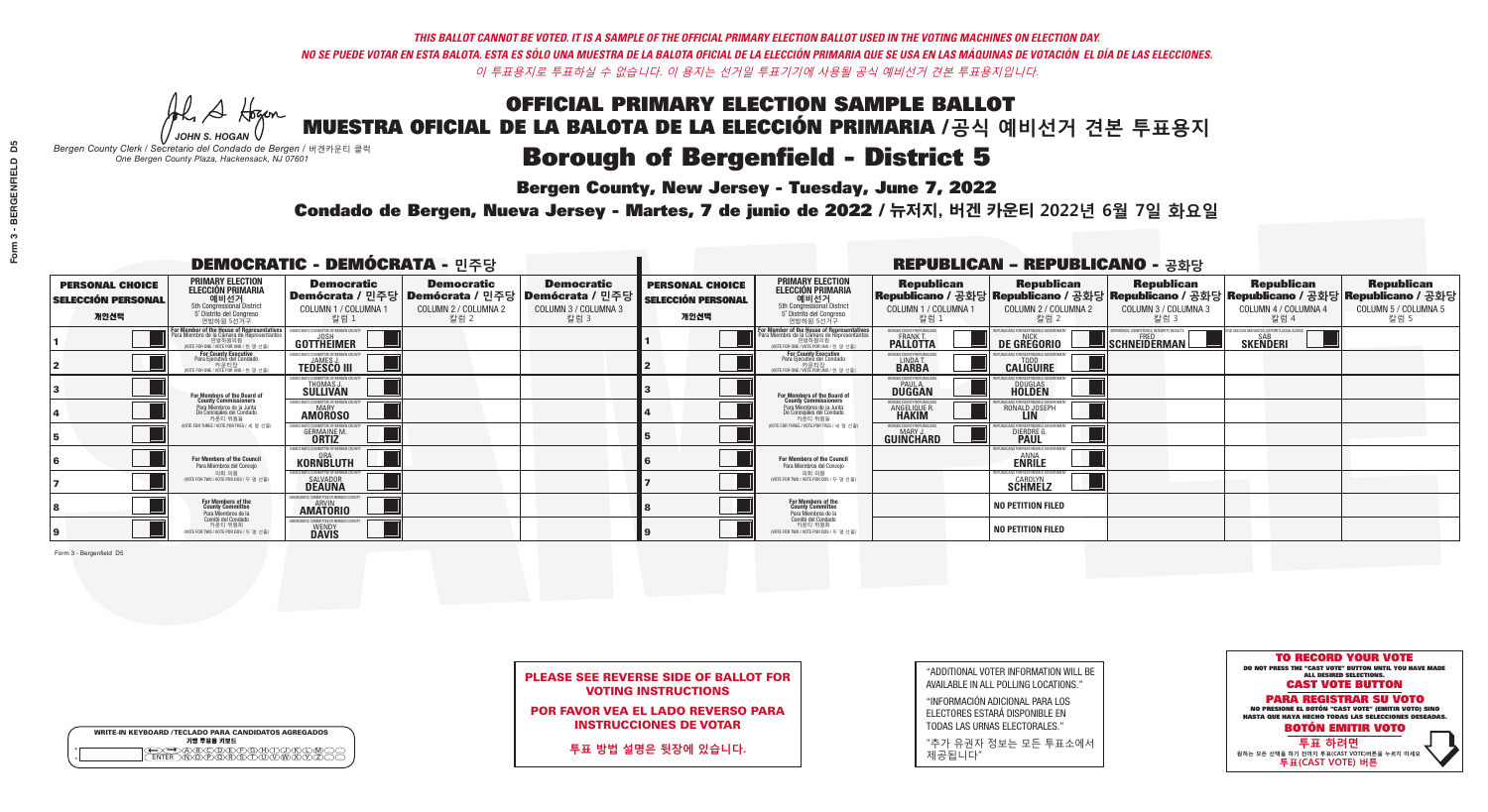*THIS BALLOT CANNOT BE VOTED. IT IS A SAMPLE OF THE OFFICIAL PRIMARY ELECTION BALLOT USED IN THE VOTING MACHINES ON ELECTION DAY.*
*NO SE PUEDE VOTAR EN ESTA BALOTA. ESTA ES SÓLO UNA MUESTRA DE LA BALOTA OFICIAL DE LA ELECCIÓN PRIMARIA QUE SE USA EN LAS MÁQUINAS DE VOTACIÓN EL DÍA DE LAS ELECCIONES.*
*이 투표용지로 투표하실 수 없습니다. 이 용지는 선거일 투표기기에 사용될 공식 예비선거 견본 투표용지입니다.*

JOHN S. HOGAN
*Bergen County Clerk / Secretario del Condado de Bergen /* 버겐카운티 클럭
*One Bergen County Plaza, Hackensack, NJ 07601*

# OFFICIAL PRIMARY ELECTION SAMPLE BALLOT
# MUESTRA OFICIAL DE LA BALOTA DE LA ELECCIÓN PRIMARIA /공식 예비선거 견본 투표용지
# Borough of Bergenfield - District 5

**Bergen County, New Jersey - Tuesday, June 7, 2022**
**Condado de Bergen, Nueva Jersey - Martes, 7 de junio de 2022 / 뉴저지, 버겐 카운티 2022년 6월 7일 화요일**

## DEMOCRATIC - DEMÓCRATA - 민주당

| PERSONAL CHOICE / SELECCIÓN PERSONAL / 개인선택 | PRIMARY ELECTION / ELECCIÓN PRIMARIA / 예비선거 | Democratic / Demócrata / 민주당 COLUMN 1 / COLUMNA 1 / 칼럼 1 | Democratic / Demócrata / 민주당 COLUMN 2 / COLUMNA 2 / 칼럼 2 | Democratic / Demócrata / 민주당 COLUMN 3 / COLUMNA 3 / 칼럼 3 |
|---|---|---|---|---|
| 1 | For Member of the House of Representatives / Para Miembro de la Cámara de Representantes / 연방하원의원 (5th Congressional District) (VOTE FOR ONE / VOTE POR UNO / 한 명 선출) | JOSH GOTTHEIMER | | |
| 2 | For County Executive / Para Ejecutivo del Condado / 카운티장 (VOTE FOR ONE / VOTE POR UNO / 한 명 선출) | JAMES J. TEDESCO III | | |
| 3 | For Members of the Board of County Commissioners / Para Miembros de la Junta De Concejales del Condado / 카운티 위원들 (VOTE FOR THREE / VOTE POR TRES / 세 명 선출) | THOMAS J. SULLIVAN | | |
| 4 | | MARY AMOROSO | | |
| 5 | | GERMAINE M. ORTIZ | | |
| 6 | For Members of the Council / Para Miembros del Concejo / 의회 의원 (VOTE FOR TWO / VOTE POR DOS / 두 명 선출) | ORA KORNBLUTH | | |
| 7 | | SALVADOR DEAUNA | | |
| 8 | For Members of the County Committee / Para Miembros de la Comité del Condado / 카운티 위원회 (VOTE FOR TWO / VOTE POR DOS / 두 명 선출) | ARVIN AMATORIO | | |
| 9 | | WENDY DAVIS | | |

## REPUBLICAN - REPUBLICANO - 공화당

| PERSONAL CHOICE / SELECCIÓN PERSONAL / 개인선택 | PRIMARY ELECTION / ELECCIÓN PRIMARIA / 예비선거 | Republican / Republicano / 공화당 COLUMN 1 / COLUMNA 1 / 칼럼 1 | Republican / Republicano / 공화당 COLUMN 2 / COLUMNA 2 / 칼럼 2 | Republican / Republicano / 공화당 COLUMN 3 / COLUMNA 3 / 칼럼 3 | Republican / Republicano / 공화당 COLUMN 4 / COLUMNA 4 / 칼럼 4 | Republican / Republicano / 공화당 COLUMN 5 / COLUMNA 5 / 칼럼 5 |
|---|---|---|---|---|---|---|
| 1 | For Member of the House of Representatives / Para Miembro de la Cámara de Representantes / 연방하원의원 (5th Congressional District) (VOTE FOR ONE / VOTE POR UNO / 한 명 선출) | FRANK T. PALLOTTA | NICK DE GREGORIO | FRED SCHNEIDERMAN | SAB SKENDERI | |
| 2 | For County Executive / Para Ejecutivo del Condado / 카운티장 (VOTE FOR ONE / VOTE POR UNO / 한 명 선출) | LINDA T. BARBA | TODD CALIGUIRE | | | |
| 3 | For Members of the Board of County Commissioners / Para Miembros de la Junta De Concejales del Condado / 카운티 위원들 (VOTE FOR THREE / VOTE POR TRES / 세 명 선출) | PAUL A. DUGGAN | DOUGLAS HOLDEN | | | |
| 4 | | ANGELIQUE R. HAKIM | RONALD JOSEPH LIN | | | |
| 5 | | MARY J. GUINCHARD | DIERDRE G. PAUL | | | |
| 6 | For Members of the Council / Para Miembros del Concejo / 의회 의원 (VOTE FOR TWO / VOTE POR DOS / 두 명 선출) | | ANNA ENRILE | | | |
| 7 | | | CAROLYN SCHMELZ | | | |
| 8 | For Members of the County Committee / Para Miembros de la Comité del Condado / 카운티 위원회 (VOTE FOR TWO / VOTE POR DOS / 두 명 선출) | | NO PETITION FILED | | | |
| 9 | | | NO PETITION FILED | | | |

**PLEASE SEE REVERSE SIDE OF BALLOT FOR VOTING INSTRUCTIONS**

**POR FAVOR VEA EL LADO REVERSO PARA INSTRUCCIONES DE VOTAR**

**투표 방법 설명은 뒷장에 있습니다.**

"ADDITIONAL VOTER INFORMATION WILL BE AVAILABLE IN ALL POLLING LOCATIONS."

"INFORMACIÓN ADICIONAL PARA LOS ELECTORES ESTARÁ DISPONIBLE EN TODAS LAS URNAS ELECTORALES."

"추가 유권자 정보는 모든 투표소에서 제공됩니다"

**TO RECORD YOUR VOTE**
DO NOT PRESS THE "CAST VOTE" BUTTON UNTIL YOU HAVE MADE ALL DESIRED SELECTIONS.
**CAST VOTE BUTTON**

**PARA REGISTRAR SU VOTO**
NO PRESIONE EL BOTÓN "CAST VOTE" (EMITIR VOTO) SINO HASTA QUE HAYA HECHO TODAS LAS SELECCIONES DESEADAS.
**BOTÓN EMITIR VOTO**

**투표 하려면**
원하는 모든 선택을 하기 전까지 투표(CAST VOTE)버튼을 누르지 마세요
**투표(CAST VOTE) 버튼**

WRITE-IN KEYBOARD /TECLADO PARA CANDIDATOS AGREGADOS
기명 투표용 키보드

Form 3 - Bergenfield D5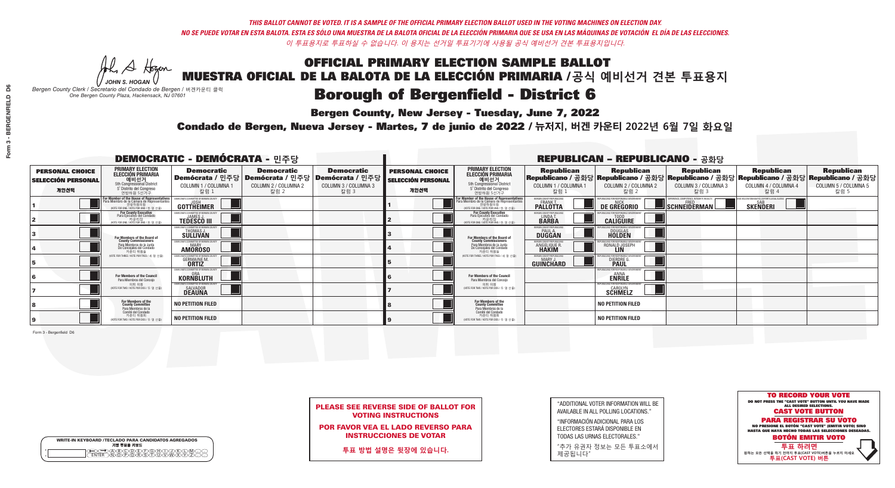*THIS BALLOT CANNOT BE VOTED. IT IS A SAMPLE OF THE OFFICIAL PRIMARY ELECTION BALLOT USED IN THE VOTING MACHINES ON ELECTION DAY.*
*NO SE PUEDE VOTAR EN ESTA BALOTA. ESTA ES SÓLO UNA MUESTRA DE LA BALOTA OFICIAL DE LA ELECCIÓN PRIMARIA QUE SE USA EN LAS MÁQUINAS DE VOTACIÓN EL DÍA DE LAS ELECCIONES.*
*이 투표용지로 투표하실 수 없습니다. 이 용지는 선거일 투표기기에 사용될 공식 예비선거 견본 투표용지입니다.*

JOHN S. HOGAN
*Bergen County Clerk / Secretario del Condado de Bergen / 버겐카운티 클럭*
*One Bergen County Plaza, Hackensack, NJ 07601*

# OFFICIAL PRIMARY ELECTION SAMPLE BALLOT
# MUESTRA OFICIAL DE LA BALOTA DE LA ELECCIÓN PRIMARIA /공식 예비선거 견본 투표용지

## Borough of Bergenfield - District 6

**Bergen County, New Jersey - Tuesday, June 7, 2022**

**Condado de Bergen, Nueva Jersey - Martes, 7 de junio de 2022 / 뉴저지, 버겐 카운티 2022년 6월 7일 화요일**

### DEMOCRATIC - DEMÓCRATA - 민주당

| PERSONAL CHOICE / SELECCIÓN PERSONAL / 개인선택 | PRIMARY ELECTION / ELECCIÓN PRIMARIA / 예비선거 (5th Congressional District / 5° Distrito del Congreso / 연방하원 5선거구) | Democratic / Demócrata / 민주당 COLUMN 1 / COLUMNA 1 / 칼럼 1 | Democratic / Demócrata / 민주당 COLUMN 2 / COLUMNA 2 / 칼럼 2 | Democratic / Demócrata / 민주당 COLUMN 3 / COLUMNA 3 / 칼럼 3 |
|---|---|---|---|---|
| 1 | For Member of the House of Representatives / Para Miembro de la Cámara de Representantes / 연방하원의원 (VOTE FOR ONE / VOTE POR UNO / 한 명 선출) | JOSH GOTTHEIMER | | |
| 2 | For County Executive / Para Ejecutivo del Condado / 카운티장 (VOTE FOR ONE / VOTE POR UNO / 한 명 선출) | JAMES J. TEDESCO III | | |
| 3 | For Members of the Board of County Commissioners / Para Miembros de la Junta De Concejales del Condado / 카운티 위원들 (VOTE FOR THREE / VOTE POR TRES / 세 명 선출) | THOMAS J. SULLIVAN | | |
| 4 | | MARY AMOROSO | | |
| 5 | | GERMAINE M. ORTIZ | | |
| 6 | For Members of the Council / Para Miembros del Concejo / 의회 의원 (VOTE FOR TWO / VOTE POR DOS / 두 명 선출) | ORA KORNBLUTH | | |
| 7 | | SALVADOR DEAUNA | | |
| 8 | For Members of the County Committee / Para Miembros de la Comité del Condado / 카운티 위원회 (VOTE FOR TWO / VOTE POR DOS / 두 명 선출) | NO PETITION FILED | | |
| 9 | | NO PETITION FILED | | |

### REPUBLICAN - REPUBLICANO - 공화당

| PERSONAL CHOICE / SELECCIÓN PERSONAL / 개인선택 | PRIMARY ELECTION / ELECCIÓN PRIMARIA / 예비선거 (5th Congressional District / 5° Distrito del Congreso / 연방하원 5선거구) | Republican / Republicano / 공화당 COLUMN 1 / COLUMNA 1 / 칼럼 1 | Republican / Republicano / 공화당 COLUMN 2 / COLUMNA 2 / 칼럼 2 | Republican / Republicano / 공화당 COLUMN 3 / COLUMNA 3 / 칼럼 3 | Republican / Republicano / 공화당 COLUMN 4 / COLUMNA 4 / 칼럼 4 | Republican / Republicano / 공화당 COLUMN 5 / COLUMNA 5 / 칼럼 5 |
|---|---|---|---|---|---|---|
| 1 | For Member of the House of Representatives / Para Miembro de la Cámara de Representantes / 연방하원의원 (VOTE FOR ONE / VOTE POR UNO / 한 명 선출) | FRANK T. PALLOTTA | NICK DE GREGORIO | FRED SCHNEIDERMAN | SAB SKENDERI | |
| 2 | For County Executive / Para Ejecutivo del Condado / 카운티장 (VOTE FOR ONE / VOTE POR UNO / 한 명 선출) | LINDA T. BARBA | TODD CALIGUIRE | | | |
| 3 | For Members of the Board of County Commissioners / Para Miembros de la Junta De Concejales del Condado / 카운티 위원들 (VOTE FOR THREE / VOTE POR TRES / 세 명 선출) | PAUL A. DUGGAN | DOUGLAS HOLDEN | | | |
| 4 | | ANGELIQUE R. HAKIM | RONALD JOSEPH LIN | | | |
| 5 | | MARY J. GUINCHARD | DIERDRE G. PAUL | | | |
| 6 | For Members of the Council / Para Miembros del Concejo / 의회 의원 (VOTE FOR TWO / VOTE POR DOS / 두 명 선출) | | ANNA ENRILE | | | |
| 7 | | | CAROLYN SCHMELZ | | | |
| 8 | For Members of the County Committee / Para Miembros de la Comité del Condado / 카운티 위원회 (VOTE FOR TWO / VOTE POR DOS / 두 명 선출) | | NO PETITION FILED | | | |
| 9 | | | NO PETITION FILED | | | |

Form 3 - Bergenfield D6

WRITE-IN KEYBOARD /TECLADO PARA CANDIDATOS AGREGADOS / 기명 투표용 키보드

**PLEASE SEE REVERSE SIDE OF BALLOT FOR VOTING INSTRUCTIONS**

**POR FAVOR VEA EL LADO REVERSO PARA INSTRUCCIONES DE VOTAR**

**투표 방법 설명은 뒷장에 있습니다.**

"ADDITIONAL VOTER INFORMATION WILL BE AVAILABLE IN ALL POLLING LOCATIONS."

"INFORMACIÓN ADICIONAL PARA LOS ELECTORES ESTARÁ DISPONIBLE EN TODAS LAS URNAS ELECTORALES."

"추가 유권자 정보는 모든 투표소에서 제공됩니다"

**TO RECORD YOUR VOTE**
DO NOT PRESS THE "CAST VOTE" BUTTON UNTIL YOU HAVE MADE ALL DESIRED SELECTIONS.
**CAST VOTE BUTTON**

**PARA REGISTRAR SU VOTO**
NO PRESIONE EL BOTÓN "CAST VOTE" (EMITIR VOTO) SINO HASTA QUE HAYA HECHO TODAS LAS SELECCIONES DESEADAS.
**BOTÓN EMITIR VOTO**

**투표 하려면**
원하는 모든 선택을 하기 전까지 투표(CAST VOTE)버튼을 누르지 마세요
**투표(CAST VOTE) 버튼**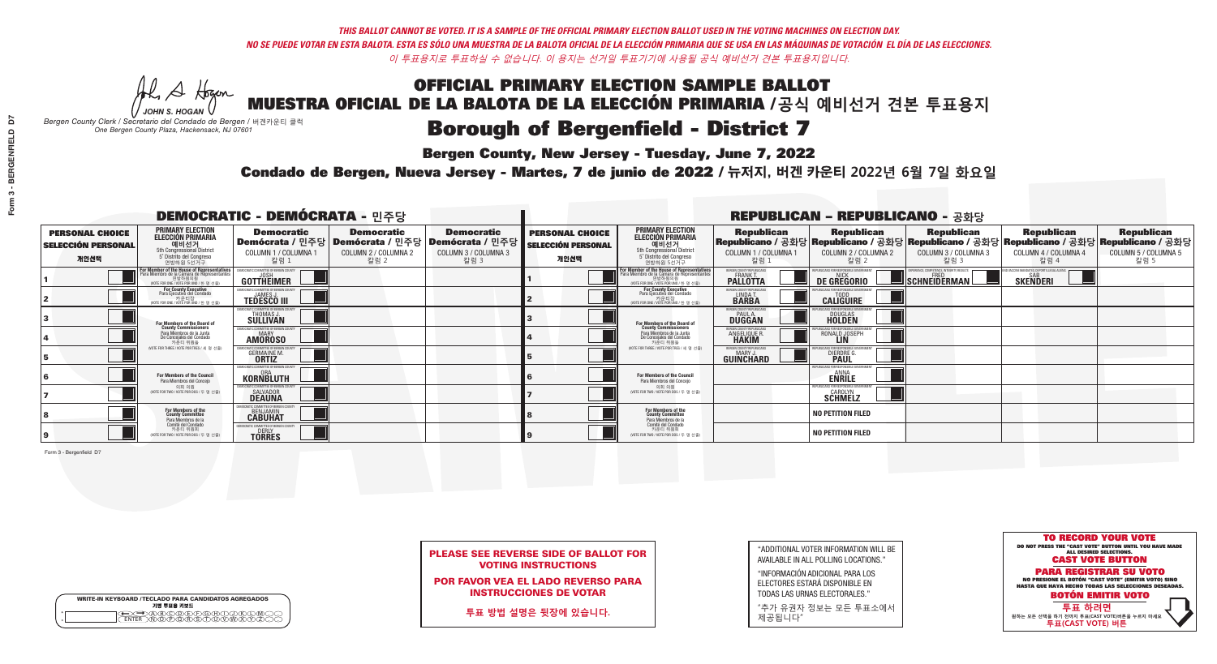*THIS BALLOT CANNOT BE VOTED. IT IS A SAMPLE OF THE OFFICIAL PRIMARY ELECTION BALLOT USED IN THE VOTING MACHINES ON ELECTION DAY.*
*NO SE PUEDE VOTAR EN ESTA BALOTA. ESTA ES SÓLO UNA MUESTRA DE LA BALOTA OFICIAL DE LA ELECCIÓN PRIMARIA QUE SE USA EN LAS MÁQUINAS DE VOTACIÓN EL DÍA DE LAS ELECCIONES.*
*이 투표용지로 투표하실 수 없습니다. 이 용지는 선거일 투표기기에 사용될 공식 예비선거 견본 투표용지입니다.*

JOHN S. HOGAN
*Bergen County Clerk / Secretario del Condado de Bergen / 버겐카운티 클럭*
*One Bergen County Plaza, Hackensack, NJ 07601*

# OFFICIAL PRIMARY ELECTION SAMPLE BALLOT
# MUESTRA OFICIAL DE LA BALOTA DE LA ELECCIÓN PRIMARIA / 공식 예비선거 견본 투표용지

## Borough of Bergenfield - District 7

**Bergen County, New Jersey - Tuesday, June 7, 2022**

**Condado de Bergen, Nueva Jersey - Martes, 7 de junio de 2022 / 뉴저지, 버겐 카운티 2022년 6월 7일 화요일**

### DEMOCRATIC - DEMÓCRATA - 민주당

| PERSONAL CHOICE / SELECCIÓN PERSONAL / 개인선택 | PRIMARY ELECTION / ELECCIÓN PRIMARIA / 예비선거 (5th Congressional District / 5° Distrito del Congreso / 연방하원 5선거구) | Democratic / Demócrata / 민주당 COLUMN 1 / COLUMNA 1 / 칼럼 1 | Democratic / Demócrata / 민주당 COLUMN 2 / COLUMNA 2 / 칼럼 2 | Democratic / Demócrata / 민주당 COLUMN 3 / COLUMNA 3 / 칼럼 3 |
|---|---|---|---|---|
| 1 | For Member of the House of Representatives / Para Miembro de la Cámara de Representantes / 연방하원의원 (VOTE FOR ONE / VOTE POR UNO / 한 명 선출) | JOSH GOTTHEIMER | | |
| 2 | For County Executive / Para Ejecutivo del Condado / 카운티장 (VOTE FOR ONE / VOTE POR UNO / 한 명 선출) | JAMES J. TEDESCO III | | |
| 3 | For Members of the Board of County Commissioners / Para Miembros de la Junta De Concejales del Condado / 카운티 위원들 (VOTE FOR THREE / VOTE POR TRES / 세 명 선출) | THOMAS J. SULLIVAN | | |
| 4 | | MARY AMOROSO | | |
| 5 | | GERMAINE M. ORTIZ | | |
| 6 | For Members of the Council / Para Miembros del Concejo / 의회 의원 (VOTE FOR TWO / VOTE POR DOS / 두 명 선출) | ORA KORNBLUTH | | |
| 7 | | SALVADOR DEAUNA | | |
| 8 | For Members of the County Committee / Para Miembros de la Comité del Condado / 카운티 위원회 (VOTE FOR TWO / VOTE POR DOS / 두 명 선출) | BENJAMIN CABUHAT | | |
| 9 | | DERLY TORRES | | |

### REPUBLICAN - REPUBLICANO - 공화당

| PERSONAL CHOICE / SELECCIÓN PERSONAL / 개인선택 | PRIMARY ELECTION / ELECCIÓN PRIMARIA / 예비선거 (5th Congressional District / 5° Distrito del Congreso / 연방하원 5선거구) | Republican / Republicano / 공화당 COLUMN 1 / COLUMNA 1 / 칼럼 1 | Republican / Republicano / 공화당 COLUMN 2 / COLUMNA 2 / 칼럼 2 | Republican / Republicano / 공화당 COLUMN 3 / COLUMNA 3 / 칼럼 3 | Republican / Republicano / 공화당 COLUMN 4 / COLUMNA 4 / 칼럼 4 | Republican / Republicano / 공화당 COLUMN 5 / COLUMNA 5 / 칼럼 5 |
|---|---|---|---|---|---|---|
| 1 | For Member of the House of Representatives / Para Miembro de la Cámara de Representantes / 연방하원의원 (VOTE FOR ONE / VOTE POR UNO / 한 명 선출) | FRANK T. PALLOTTA | NICK DE GREGORIO | FRED SCHNEIDERMAN | SAB SKENDERI | |
| 2 | For County Executive / Para Ejecutivo del Condado / 카운티장 (VOTE FOR ONE / VOTE POR UNO / 한 명 선출) | LINDA T. BARBA | TODD CALIGUIRE | | | |
| 3 | For Members of the Board of County Commissioners / Para Miembros de la Junta De Concejales del Condado / 카운티 위원들 (VOTE FOR THREE / VOTE POR TRES / 세 명 선출) | PAUL A. DUGGAN | DOUGLAS HOLDEN | | | |
| 4 | | ANGELIQUE R. HAKIM | RONALD JOSEPH LIN | | | |
| 5 | | MARY J. GUINCHARD | DIERDRE G. PAUL | | | |
| 6 | For Members of the Council / Para Miembros del Concejo / 의회 의원 (VOTE FOR TWO / VOTE POR DOS / 두 명 선출) | | ANNA ENRILE | | | |
| 7 | | | CAROLYN SCHMELZ | | | |
| 8 | For Members of the County Committee / Para Miembros de la Comité del Condado / 카운티 위원회 (VOTE FOR TWO / VOTE POR DOS / 두 명 선출) | | NO PETITION FILED | | | |
| 9 | | | NO PETITION FILED | | | |

Form 3 - Bergenfield D7

**PLEASE SEE REVERSE SIDE OF BALLOT FOR VOTING INSTRUCTIONS**

**POR FAVOR VEA EL LADO REVERSO PARA INSTRUCCIONES DE VOTAR**

**투표 방법 설명은 뒷장에 있습니다.**

"ADDITIONAL VOTER INFORMATION WILL BE AVAILABLE IN ALL POLLING LOCATIONS."

"INFORMACIÓN ADICIONAL PARA LOS ELECTORES ESTARÁ DISPONIBLE EN TODAS LAS URNAS ELECTORALES."

"추가 유권자 정보는 모든 투표소에서 제공됩니다"

WRITE-IN KEYBOARD / TECLADO PARA CANDIDATOS AGREGADOS / 기명 투표용 키보드

**TO RECORD YOUR VOTE**
DO NOT PRESS THE "CAST VOTE" BUTTON UNTIL YOU HAVE MADE ALL DESIRED SELECTIONS.
**CAST VOTE BUTTON**

**PARA REGISTRAR SU VOTO**
NO PRESIONE EL BOTÓN "CAST VOTE" (EMITIR VOTO) SINO HASTA QUE HAYA HECHO TODAS LAS SELECCIONES DESEADAS.
**BOTÓN EMITIR VOTO**

**투표 하려면**
원하는 모든 선택을 하기 전까지 투표(CAST VOTE)버튼을 누르지 마세요
**투표(CAST VOTE) 버튼**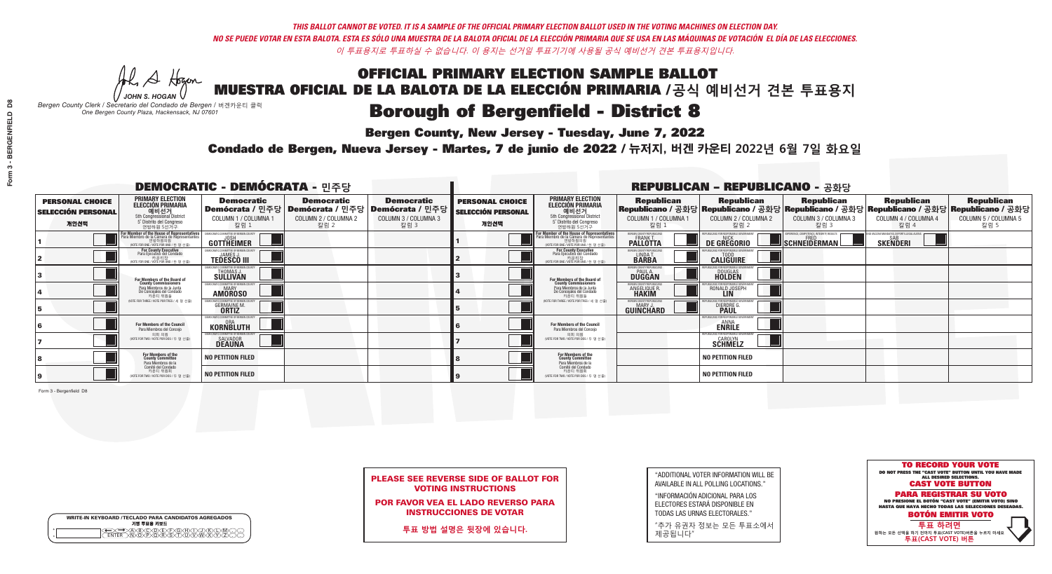*THIS BALLOT CANNOT BE VOTED. IT IS A SAMPLE OF THE OFFICIAL PRIMARY ELECTION BALLOT USED IN THE VOTING MACHINES ON ELECTION DAY.*
*NO SE PUEDE VOTAR EN ESTA BALOTA. ESTA ES SÓLO UNA MUESTRA DE LA BALOTA OFICIAL DE LA ELECCIÓN PRIMARIA QUE SE USA EN LAS MÁQUINAS DE VOTACIÓN EL DÍA DE LAS ELECCIONES.*
*이 투표용지로 투표하실 수 없습니다. 이 용지는 선거일 투표기기에 사용될 공식 예비선거 견본 투표용지입니다.*

JOHN S. HOGAN
*Bergen County Clerk / Secretario del Condado de Bergen /* 버겐카운티 클럭
*One Bergen County Plaza, Hackensack, NJ 07601*

# OFFICIAL PRIMARY ELECTION SAMPLE BALLOT
# MUESTRA OFICIAL DE LA BALOTA DE LA ELECCIÓN PRIMARIA /공식 예비선거 견본 투표용지
# Borough of Bergenfield - District 8

**Bergen County, New Jersey - Tuesday, June 7, 2022**
**Condado de Bergen, Nueva Jersey - Martes, 7 de junio de 2022 / 뉴저지, 버겐 카운티 2022년 6월 7일 화요일**

## DEMOCRATIC - DEMÓCRATA - 민주당

| PERSONAL CHOICE / SELECCIÓN PERSONAL / 개인선택 | PRIMARY ELECTION / ELECCIÓN PRIMARIA / 예비선거 (5th Congressional District / 5° Distrito del Congreso / 연방하원 5선거구) | Democratic / Demócrata / 민주당 COLUMN 1 / COLUMNA 1 / 칼럼 1 | Democratic / Demócrata / 민주당 COLUMN 2 / COLUMNA 2 / 칼럼 2 | Democratic / Demócrata / 민주당 COLUMN 3 / COLUMNA 3 / 칼럼 3 |
|---|---|---|---|---|
| 1 | For Member of the House of Representatives / Para Miembro de la Cámara de Representantes / 연방하원의원 (VOTE FOR ONE / VOTE POR UNO / 한 명 선출) | JOSH GOTTHEIMER | | |
| 2 | For County Executive / Para Ejecutivo del Condado / 카운티장 (VOTE FOR ONE / VOTE POR UNO / 한 명 선출) | JAMES J. TEDESCO III | | |
| 3 | For Members of the Board of County Commissioners / Para Miembros de la Junta De Concejales del Condado / 카운티 위원들 (VOTE FOR THREE / VOTE POR TRES / 세 명 선출) | THOMAS J. SULLIVAN | | |
| 4 | | MARY AMOROSO | | |
| 5 | | GERMAINE M. ORTIZ | | |
| 6 | For Members of the Council / Para Miembros del Concejo / 의회 의원 (VOTE FOR TWO / VOTE POR DOS / 두 명 선출) | ORA KORNBLUTH | | |
| 7 | | SALVADOR DEAUNA | | |
| 8 | For Members of the County Committee / Para Miembros de la Comité del Condado / 카운티 위원회 (VOTE FOR TWO / VOTE POR DOS / 두 명 선출) | NO PETITION FILED | | |
| 9 | | NO PETITION FILED | | |

## REPUBLICAN - REPUBLICANO - 공화당

| PERSONAL CHOICE / SELECCIÓN PERSONAL / 개인선택 | PRIMARY ELECTION / ELECCIÓN PRIMARIA / 예비선거 (5th Congressional District / 5° Distrito del Congreso / 연방하원 5선거구) | Republican / Republicano / 공화당 COLUMN 1 / COLUMNA 1 / 칼럼 1 | Republican / Republicano / 공화당 COLUMN 2 / COLUMNA 2 / 칼럼 2 | Republican / Republicano / 공화당 COLUMN 3 / COLUMNA 3 / 칼럼 3 | Republican / Republicano / 공화당 COLUMN 4 / COLUMNA 4 / 칼럼 4 | Republican / Republicano / 공화당 COLUMN 5 / COLUMNA 5 / 칼럼 5 |
|---|---|---|---|---|---|---|
| 1 | For Member of the House of Representatives / Para Miembro de la Cámara de Representantes / 연방하원의원 (VOTE FOR ONE / VOTE POR UNO / 한 명 선출) | FRANK T. PALLOTTA | NICK DE GREGORIO | FRED SCHNEIDERMAN | SAB SKENDERI | |
| 2 | For County Executive / Para Ejecutivo del Condado / 카운티장 (VOTE FOR ONE / VOTE POR UNO / 한 명 선출) | LINDA T. BARBA | TODD CALIGUIRE | | | |
| 3 | For Members of the Board of County Commissioners / Para Miembros de la Junta De Concejales del Condado / 카운티 위원들 (VOTE FOR THREE / VOTE POR TRES / 세 명 선출) | PAUL A. DUGGAN | DOUGLAS HOLDEN | | | |
| 4 | | ANGELIQUE R. HAKIM | RONALD JOSEPH LIN | | | |
| 5 | | MARY J. GUINCHARD | DIERDRE G. PAUL | | | |
| 6 | For Members of the Council / Para Miembros del Concejo / 의회 의원 (VOTE FOR TWO / VOTE POR DOS / 두 명 선출) | | ANNA ENRILE | | | |
| 7 | | | CAROLYN SCHMELZ | | | |
| 8 | For Members of the County Committee / Para Miembros de la Comité del Condado / 카운티 위원회 (VOTE FOR TWO / VOTE POR DOS / 두 명 선출) | | NO PETITION FILED | | | |
| 9 | | | NO PETITION FILED | | | |

Form 3 - Bergenfield D8

**PLEASE SEE REVERSE SIDE OF BALLOT FOR VOTING INSTRUCTIONS**
**POR FAVOR VEA EL LADO REVERSO PARA INSTRUCCIONES DE VOTAR**
**투표 방법 설명은 뒷장에 있습니다.**

"ADDITIONAL VOTER INFORMATION WILL BE AVAILABLE IN ALL POLLING LOCATIONS."
"INFORMACIÓN ADICIONAL PARA LOS ELECTORES ESTARÁ DISPONIBLE EN TODAS LAS URNAS ELECTORALES."
"추가 유권자 정보는 모든 투표소에서 제공됩니다"

**TO RECORD YOUR VOTE**
DO NOT PRESS THE "CAST VOTE" BUTTON UNTIL YOU HAVE MADE ALL DESIRED SELECTIONS.
**CAST VOTE BUTTON**
**PARA REGISTRAR SU VOTO**
NO PRESIONE EL BOTÓN "CAST VOTE" (EMITIR VOTO) SINO HASTA QUE HAYA HECHO TODAS LAS SELECCIONES DESEADAS.
**BOTÓN EMITIR VOTO**
**투표 하려면**
원하는 모든 선택을 하기 전까지 투표(CAST VOTE)버튼을 누르지 마세요
**투표(CAST VOTE) 버튼**

WRITE-IN KEYBOARD /TECLADO PARA CANDIDATOS AGREGADOS
기명 투표용 키보드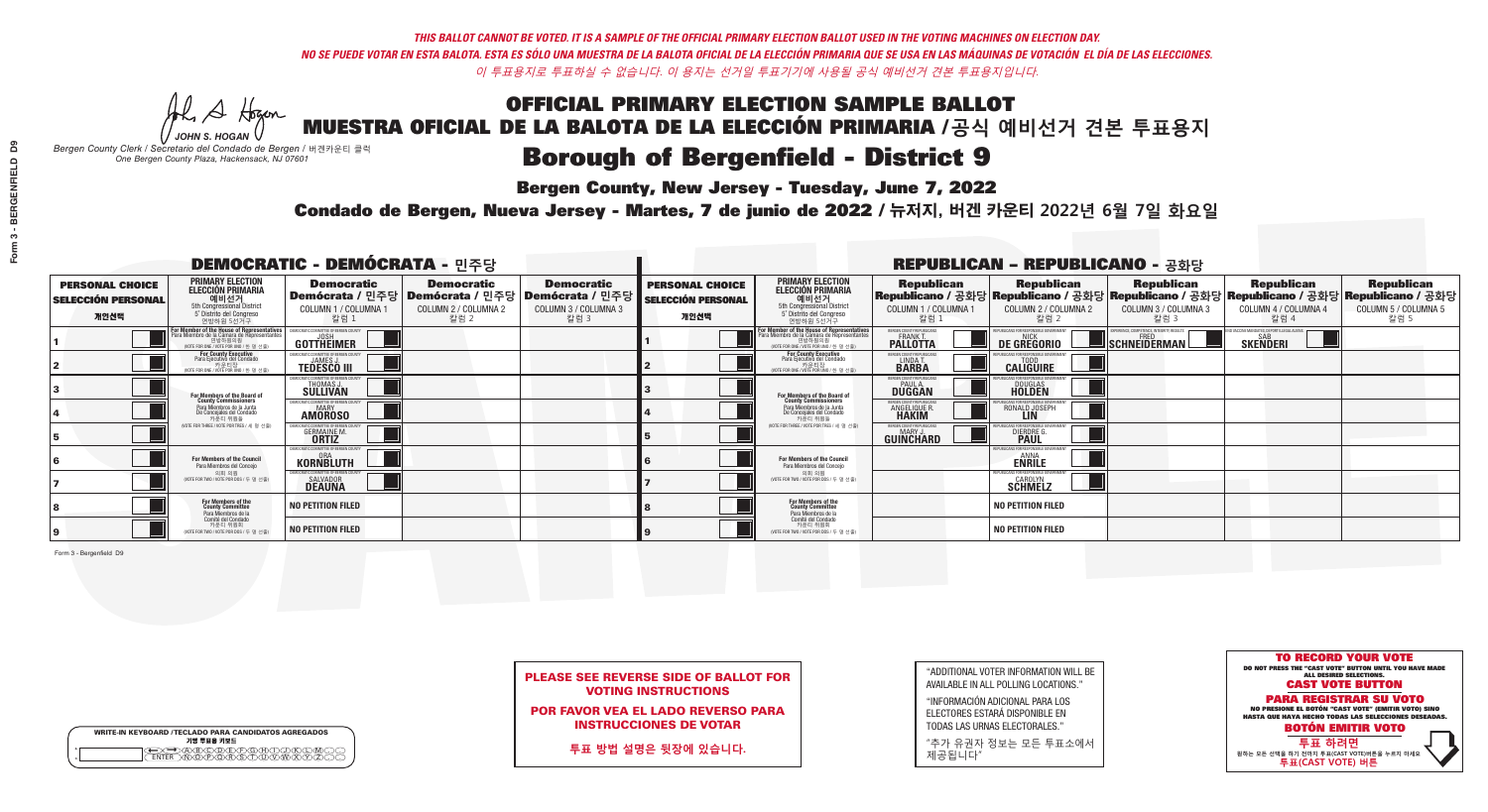*THIS BALLOT CANNOT BE VOTED. IT IS A SAMPLE OF THE OFFICIAL PRIMARY ELECTION BALLOT USED IN THE VOTING MACHINES ON ELECTION DAY.*

*NO SE PUEDE VOTAR EN ESTA BALOTA. ESTA ES SÓLO UNA MUESTRA DE LA BALOTA OFICIAL DE LA ELECCIÓN PRIMARIA QUE SE USA EN LAS MÁQUINAS DE VOTACIÓN EL DÍA DE LAS ELECCIONES.*

*이 투표용지로 투표하실 수 없습니다. 이 용지는 선거일 투표기기에 사용될 공식 예비선거 견본 투표용지입니다.*

JOHN S. HOGAN
*Bergen County Clerk / Secretario del Condado de Bergen / 버겐카운티 클럭*
*One Bergen County Plaza, Hackensack, NJ 07601*

# OFFICIAL PRIMARY ELECTION SAMPLE BALLOT
# MUESTRA OFICIAL DE LA BALOTA DE LA ELECCIÓN PRIMARIA /공식 예비선거 견본 투표용지

## Borough of Bergenfield - District 9

**Bergen County, New Jersey - Tuesday, June 7, 2022**

**Condado de Bergen, Nueva Jersey - Martes, 7 de junio de 2022 / 뉴저지, 버겐 카운티 2022년 6월 7일 화요일**

### DEMOCRATIC - DEMÓCRATA - 민주당

| PERSONAL CHOICE / SELECCIÓN PERSONAL / 개인선택 | PRIMARY ELECTION / ELECCIÓN PRIMARIA / 예비선거 / 5th Congressional District / 5° Distrito del Congreso / 연방하원 5선거구 | Democratic / Demócrata / 민주당 COLUMN 1 / COLUMNA 1 / 칼럼 1 | Democratic / Demócrata / 민주당 COLUMN 2 / COLUMNA 2 / 칼럼 2 | Democratic / Demócrata / 민주당 COLUMN 3 / COLUMNA 3 / 칼럼 3 |
|---|---|---|---|---|
| 1 | For Member of the House of Representatives / Para Miembro de la Cámara de Representantes / 연방하원의원 (VOTE FOR ONE / VOTE POR UNO / 한 명 선출) | JOSH GOTTHEIMER | | |
| 2 | For County Executive / Para Ejecutivo del Condado / 카운티장 (VOTE FOR ONE / VOTE POR UNO / 한 명 선출) | JAMES J. TEDESCO III | | |
| 3 | For Members of the Board of County Commissioners / Para Miembros de la Junta De Concejales del Condado / 카운티 위원들 (VOTE FOR THREE / VOTE POR TRES / 세 명 선출) | THOMAS J. SULLIVAN | | |
| 4 | | MARY AMOROSO | | |
| 5 | | GERMAINE M. ORTIZ | | |
| 6 | For Members of the Council / Para Miembros del Concejo / 의회 의원 (VOTE FOR TWO / VOTE POR DOS / 두 명 선출) | ORA KORNBLUTH | | |
| 7 | | SALVADOR DEAUNA | | |
| 8 | For Members of the County Committee / Para Miembros de la Comité del Condado / 카운티 위원회 (VOTE FOR TWO / VOTE POR DOS / 두 명 선출) | NO PETITION FILED | | |
| 9 | | NO PETITION FILED | | |

### REPUBLICAN - REPUBLICANO - 공화당

| PERSONAL CHOICE / SELECCIÓN PERSONAL / 개인선택 | PRIMARY ELECTION / ELECCIÓN PRIMARIA / 예비선거 / 5th Congressional District / 5° Distrito del Congreso / 연방하원 5선거구 | Republican / Republicano / 공화당 COLUMN 1 / COLUMNA 1 / 칼럼 1 | Republican / Republicano / 공화당 COLUMN 2 / COLUMNA 2 / 칼럼 2 | Republican / Republicano / 공화당 COLUMN 3 / COLUMNA 3 / 칼럼 3 | Republican / Republicano / 공화당 COLUMN 4 / COLUMNA 4 / 칼럼 4 | Republican / Republicano / 공화당 COLUMN 5 / COLUMNA 5 / 칼럼 5 |
|---|---|---|---|---|---|---|
| 1 | For Member of the House of Representatives / Para Miembro de la Cámara de Representantes / 연방하원의원 (VOTE FOR ONE / VOTE POR UNO / 한 명 선출) | FRANK T. PALLOTTA | NICK DE GREGORIO | FRED SCHNEIDERMAN | SAB SKENDERI | |
| 2 | For County Executive / Para Ejecutivo del Condado / 카운티장 (VOTE FOR ONE / VOTE POR UNO / 한 명 선출) | LINDA T. BARBA | TODD CALIGUIRE | | | |
| 3 | For Members of the Board of County Commissioners / Para Miembros de la Junta De Concejales del Condado / 카운티 위원들 (VOTE FOR THREE / VOTE POR TRES / 세 명 선출) | PAUL A. DUGGAN | DOUGLAS HOLDEN | | | |
| 4 | | ANGELIQUE R. HAKIM | RONALD JOSEPH LIN | | | |
| 5 | | MARY J. GUINCHARD | DIERDRE G. PAUL | | | |
| 6 | For Members of the Council / Para Miembros del Concejo / 의회 의원 (VOTE FOR TWO / VOTE POR DOS / 두 명 선출) | | ANNA ENRILE | | | |
| 7 | | | CAROLYN SCHMELZ | | | |
| 8 | For Members of the County Committee / Para Miembros de la Comité del Condado / 카운티 위원회 (VOTE FOR TWO / VOTE POR DOS / 두 명 선출) | | NO PETITION FILED | | | |
| 9 | | | NO PETITION FILED | | | |

Form 3 - Bergenfield D9

**PLEASE SEE REVERSE SIDE OF BALLOT FOR VOTING INSTRUCTIONS**

**POR FAVOR VEA EL LADO REVERSO PARA INSTRUCCIONES DE VOTAR**

**투표 방법 설명은 뒷장에 있습니다.**

"ADDITIONAL VOTER INFORMATION WILL BE AVAILABLE IN ALL POLLING LOCATIONS."

"INFORMACIÓN ADICIONAL PARA LOS ELECTORES ESTARÁ DISPONIBLE EN TODAS LAS URNAS ELECTORALES."

"추가 유권자 정보는 모든 투표소에서 제공됩니다"

WRITE-IN KEYBOARD /TECLADO PARA CANDIDATOS AGREGADOS
기명 투표용 키보드

**TO RECORD YOUR VOTE**
DO NOT PRESS THE "CAST VOTE" BUTTON UNTIL YOU HAVE MADE ALL DESIRED SELECTIONS.
**CAST VOTE BUTTON**

**PARA REGISTRAR SU VOTO**
NO PRESIONE EL BOTÓN "CAST VOTE" (EMITIR VOTO) SINO HASTA QUE HAYA HECHO TODAS LAS SELECCIONES DESEADAS.
**BOTÓN EMITIR VOTO**

**투표 하려면**
원하는 모든 선택을 하기 전까지 투표(CAST VOTE)버튼을 누르지 마세요.
**투표(CAST VOTE) 버튼**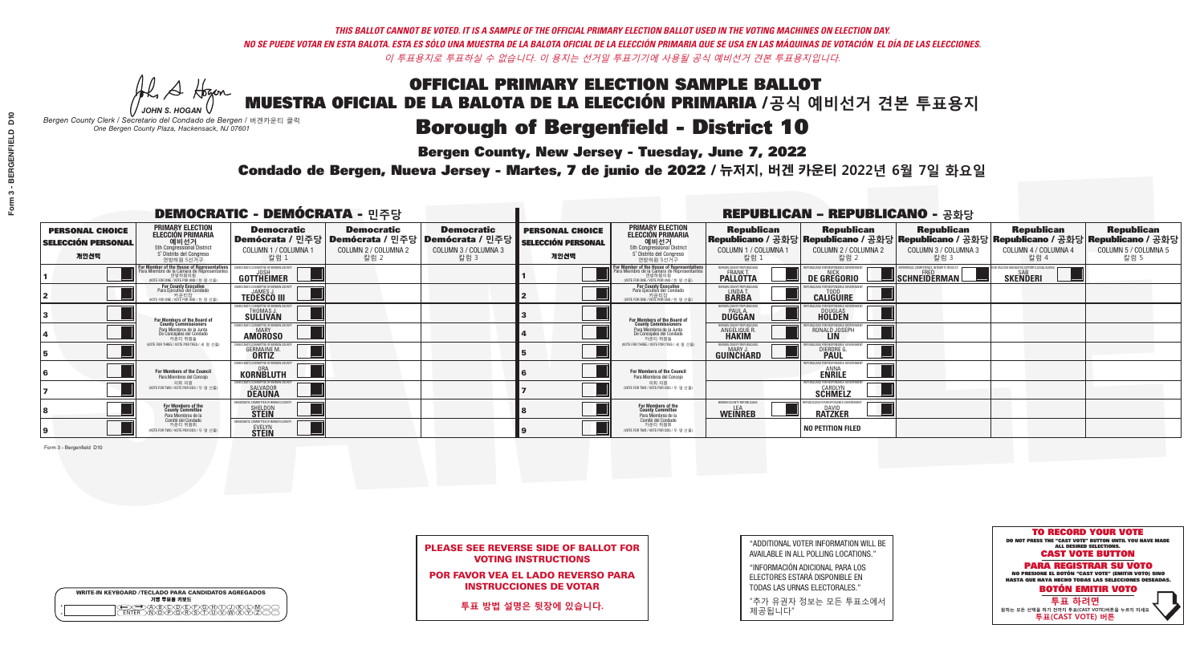*THIS BALLOT CANNOT BE VOTED. IT IS A SAMPLE OF THE OFFICIAL PRIMARY ELECTION BALLOT USED IN THE VOTING MACHINES ON ELECTION DAY.*
*NO SE PUEDE VOTAR EN ESTA BALOTA. ESTA ES SÓLO UNA MUESTRA DE LA BALOTA OFICIAL DE LA ELECCIÓN PRIMARIA QUE SE USA EN LAS MÁQUINAS DE VOTACIÓN EL DÍA DE LAS ELECCIONES.*
*이 투표용지로 투표하실 수 없습니다. 이 용지는 선거일 투표기기에 사용될 공식 예비선거 견본 투표용지입니다.*

JOHN S. HOGAN
*Bergen County Clerk / Secretario del Condado de Bergen / 버겐카운티 클럭*
*One Bergen County Plaza, Hackensack, NJ 07601*

# OFFICIAL PRIMARY ELECTION SAMPLE BALLOT
# MUESTRA OFICIAL DE LA BALOTA DE LA ELECCIÓN PRIMARIA /공식 예비선거 견본 투표용지
# Borough of Bergenfield - District 10

**Bergen County, New Jersey - Tuesday, June 7, 2022**
**Condado de Bergen, Nueva Jersey - Martes, 7 de junio de 2022 / 뉴저지, 버겐 카운티 2022년 6월 7일 화요일**

## DEMOCRATIC - DEMÓCRATA - 민주당

| PERSONAL CHOICE / SELECCIÓN PERSONAL / 개인선택 | PRIMARY ELECTION / ELECCIÓN PRIMARIA / 예비선거 | Democratic / Demócrata / 민주당 COLUMN 1 / COLUMNA 1 / 칼럼 1 | Democratic / Demócrata / 민주당 COLUMN 2 / COLUMNA 2 / 칼럼 2 | Democratic / Demócrata / 민주당 COLUMN 3 / COLUMNA 3 / 칼럼 3 |
|---|---|---|---|---|
| 1 | For Member of the House of Representatives / Para Miembro de la Cámara de Representantes / 연방하원의원 (VOTE FOR ONE / VOTE POR UNO / 한 명 선출) | JOSH GOTTHEIMER | | |
| 2 | For County Executive / Para Ejecutivo del Condado / 카운티장 (VOTE FOR ONE / VOTE POR UNO / 한 명 선출) | JAMES J. TEDESCO III | | |
| 3 | For Members of the Board of County Commissioners / Para Miembros de la Junta De Concejales del Condado / 카운티 위원들 (VOTE FOR THREE / VOTE POR TRES / 세 명 선출) | THOMAS J. SULLIVAN | | |
| 4 | | MARY AMOROSO | | |
| 5 | | GERMAINE M. ORTIZ | | |
| 6 | For Members of the Council / Para Miembros del Concejo / 의회 의원 (VOTE FOR TWO / VOTE POR DOS / 두 명 선출) | ORA KORNBLUTH | | |
| 7 | | SALVADOR DEAUNA | | |
| 8 | For Members of the County Committee / Para Miembros de la Comité del Condado / 카운티 위원회 (VOTE FOR TWO / VOTE POR DOS / 두 명 선출) | SHELDON STEIN | | |
| 9 | | EVELYN STEIN | | |

## REPUBLICAN - REPUBLICANO - 공화당

| PERSONAL CHOICE / SELECCIÓN PERSONAL / 개인선택 | PRIMARY ELECTION / ELECCIÓN PRIMARIA / 예비선거 | Republican / Republicano / 공화당 COLUMN 1 / COLUMNA 1 / 칼럼 1 | Republican / Republicano / 공화당 COLUMN 2 / COLUMNA 2 / 칼럼 2 | Republican / Republicano / 공화당 COLUMN 3 / COLUMNA 3 / 칼럼 3 | Republican / Republicano / 공화당 COLUMN 4 / COLUMNA 4 / 칼럼 4 | Republican / Republicano / 공화당 COLUMN 5 / COLUMNA 5 / 칼럼 5 |
|---|---|---|---|---|---|---|
| 1 | For Member of the House of Representatives / Para Miembro de la Cámara de Representantes / 연방하원의원 (VOTE FOR ONE / VOTE POR UNO / 한 명 선출) | FRANK T. PALLOTTA | NICK DE GREGORIO | FRED SCHNEIDERMAN | SAB SKENDERI | |
| 2 | For County Executive / Para Ejecutivo del Condado / 카운티장 (VOTE FOR ONE / VOTE POR UNO / 한 명 선출) | LINDA T. BARBA | TODD CALIGUIRE | | | |
| 3 | For Members of the Board of County Commissioners / Para Miembros de la Junta De Concejales del Condado / 카운티 위원들 (VOTE FOR THREE / VOTE POR TRES / 세 명 선출) | PAUL A. DUGGAN | DOUGLAS HOLDEN | | | |
| 4 | | ANGELIQUE R. HAKIM | RONALD JOSEPH LIN | | | |
| 5 | | MARY J. GUINCHARD | DIERDRE G. PAUL | | | |
| 6 | For Members of the Council / Para Miembros del Concejo / 의회 의원 (VOTE FOR TWO / VOTE POR DOS / 두 명 선출) | | ANNA ENRILE | | | |
| 7 | | | CAROLYN SCHMELZ | | | |
| 8 | For Members of the County Committee / Para Miembros de la Comité del Condado / 카운티 위원회 (VOTE FOR TWO / VOTE POR DOS / 두 명 선출) | LEA WEINREB | DAVID RATZKER | | | |
| 9 | | | NO PETITION FILED | | | |

Form 3 - Bergenfield D10

**PLEASE SEE REVERSE SIDE OF BALLOT FOR VOTING INSTRUCTIONS**
**POR FAVOR VEA EL LADO REVERSO PARA INSTRUCCIONES DE VOTAR**
**투표 방법 설명은 뒷장에 있습니다.**

"ADDITIONAL VOTER INFORMATION WILL BE AVAILABLE IN ALL POLLING LOCATIONS."
"INFORMACIÓN ADICIONAL PARA LOS ELECTORES ESTARÁ DISPONIBLE EN TODAS LAS URNAS ELECTORALES."
"추가 유권자 정보는 모든 투표소에서 제공됩니다"

**TO RECORD YOUR VOTE**
DO NOT PRESS THE "CAST VOTE" BUTTON UNTIL YOU HAVE MADE ALL DESIRED SELECTIONS.
**CAST VOTE BUTTON**
**PARA REGISTRAR SU VOTO**
NO PRESIONE EL BOTÓN "CAST VOTE" (EMITIR VOTO) SINO HASTA QUE HAYA HECHO TODAS LAS SELECCIONES DESEADAS.
**BOTÓN EMITIR VOTO**
**투표 하려면**
원하는 모든 선택을 하기 전까지 투표(CAST VOTE)버튼을 누르지 마세요
**투표(CAST VOTE) 버튼**

WRITE-IN KEYBOARD /TECLADO PARA CANDIDATOS AGREGADOS
기명 투표용 키보드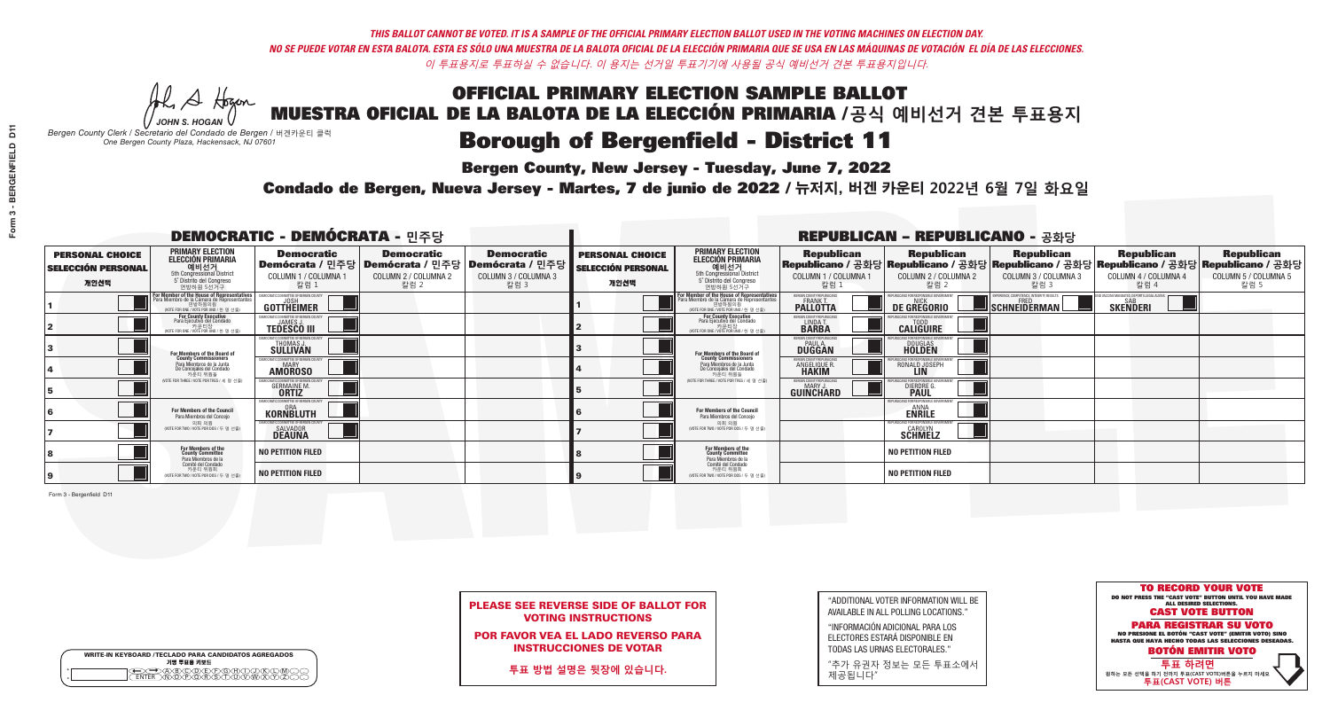*THIS BALLOT CANNOT BE VOTED. IT IS A SAMPLE OF THE OFFICIAL PRIMARY ELECTION BALLOT USED IN THE VOTING MACHINES ON ELECTION DAY.*
*NO SE PUEDE VOTAR EN ESTA BALOTA. ESTA ES SÓLO UNA MUESTRA DE LA BALOTA OFICIAL DE LA ELECCIÓN PRIMARIA QUE SE USA EN LAS MÁQUINAS DE VOTACIÓN EL DÍA DE LAS ELECCIONES.*
*이 투표용지로 투표하실 수 없습니다. 이 용지는 선거일 투표기기에 사용될 공식 예비선거 견본 투표용지입니다.*

JOHN S. HOGAN
*Bergen County Clerk / Secretario del Condado de Bergen / 버겐카운티 클럭*
*One Bergen County Plaza, Hackensack, NJ 07601*

# OFFICIAL PRIMARY ELECTION SAMPLE BALLOT
# MUESTRA OFICIAL DE LA BALOTA DE LA ELECCIÓN PRIMARIA /공식 예비선거 견본 투표용지
# Borough of Bergenfield - District 11

**Bergen County, New Jersey - Tuesday, June 7, 2022**
**Condado de Bergen, Nueva Jersey - Martes, 7 de junio de 2022 / 뉴저지, 버겐 카운티 2022년 6월 7일 화요일**

## DEMOCRATIC - DEMÓCRATA - 민주당

| PERSONAL CHOICE / SELECCIÓN PERSONAL / 개인선택 | PRIMARY ELECTION / ELECCIÓN PRIMARIA / 예비선거 / 5th Congressional District / 5° Distrito del Congreso / 연방하원 5선거구 | Democratic / Demócrata / 민주당 COLUMN 1 / COLUMNA 1 / 칼럼 1 | Democratic / Demócrata / 민주당 COLUMN 2 / COLUMNA 2 / 칼럼 2 | Democratic / Demócrata / 민주당 COLUMN 3 / COLUMNA 3 / 칼럼 3 |
|---|---|---|---|---|
| 1 | For Member of the House of Representatives / Para Miembro de la Cámara de Representantes / 연방하원의원 (VOTE FOR ONE / VOTE POR UNO / 한 명 선출) | JOSH GOTTHEIMER | | |
| 2 | For County Executive / Para Ejecutivo del Condado / 카운티장 (VOTE FOR ONE / VOTE POR UNO / 한 명 선출) | JAMES J. TEDESCO III | | |
| 3 | For Members of the Board of County Commissioners / Para Miembros de la Junta De Concejales del Condado / 카운티 위원들 (VOTE FOR THREE / VOTE POR TRES / 세 명 선출) | THOMAS J. SULLIVAN | | |
| 4 | | MARY AMOROSO | | |
| 5 | | GERMAINE M. ORTIZ | | |
| 6 | For Members of the Council / Para Miembros del Concejo / 의회 의원 (VOTE FOR TWO / VOTE POR DOS / 두 명 선출) | ORA KORNBLUTH | | |
| 7 | | SALVADOR DEAUNA | | |
| 8 | For Members of the County Committee / Para Miembros de la Comité del Condado / 카운티 위원회 (VOTE FOR TWO / VOTE POR DOS / 두 명 선출) | NO PETITION FILED | | |
| 9 | | NO PETITION FILED | | |

## REPUBLICAN - REPUBLICANO - 공화당

| PERSONAL CHOICE / SELECCIÓN PERSONAL / 개인선택 | PRIMARY ELECTION / ELECCIÓN PRIMARIA / 예비선거 / 5th Congressional District / 5° Distrito del Congreso / 연방하원 5선거구 | Republican / Republicano / 공화당 COLUMN 1 / COLUMNA 1 / 칼럼 1 | Republican / Republicano / 공화당 COLUMN 2 / COLUMNA 2 / 칼럼 2 | Republican / Republicano / 공화당 COLUMN 3 / COLUMNA 3 / 칼럼 3 | Republican / Republicano / 공화당 COLUMN 4 / COLUMNA 4 / 칼럼 4 | Republican / Republicano / 공화당 COLUMN 5 / COLUMNA 5 / 칼럼 5 |
|---|---|---|---|---|---|---|
| 1 | For Member of the House of Representatives / Para Miembro de la Cámara de Representantes / 연방하원의원 (VOTE FOR ONE / VOTE POR UNO / 한 명 선출) | FRANK T. PALLOTTA | NICK DE GREGORIO | FRED SCHNEIDERMAN | SAB SKENDERI | |
| 2 | For County Executive / Para Ejecutivo del Condado / 카운티장 (VOTE FOR ONE / VOTE POR UNO / 한 명 선출) | LINDA T. BARBA | TODD CALIGUIRE | | | |
| 3 | For Members of the Board of County Commissioners / Para Miembros de la Junta De Concejales del Condado / 카운티 위원들 (VOTE FOR THREE / VOTE POR TRES / 세 명 선출) | PAUL A. DUGGAN | DOUGLAS HOLDEN | | | |
| 4 | | ANGELIQUE R. HAKIM | RONALD JOSEPH LIN | | | |
| 5 | | MARY J. GUINCHARD | DIERDRE G. PAUL | | | |
| 6 | For Members of the Council / Para Miembros del Concejo / 의회 의원 (VOTE FOR TWO / VOTE POR DOS / 두 명 선출) | | ANNA ENRILE | | | |
| 7 | | | CAROLYN SCHMELZ | | | |
| 8 | For Members of the County Committee / Para Miembros de la Comité del Condado / 카운티 위원회 (VOTE FOR TWO / VOTE POR DOS / 두 명 선출) | | NO PETITION FILED | | | |
| 9 | | | NO PETITION FILED | | | |

Form 3 - Bergenfield D11

**PLEASE SEE REVERSE SIDE OF BALLOT FOR VOTING INSTRUCTIONS**

**POR FAVOR VEA EL LADO REVERSO PARA INSTRUCCIONES DE VOTAR**

**투표 방법 설명은 뒷장에 있습니다.**

"ADDITIONAL VOTER INFORMATION WILL BE AVAILABLE IN ALL POLLING LOCATIONS."

"INFORMACIÓN ADICIONAL PARA LOS ELECTORES ESTARÁ DISPONIBLE EN TODAS LAS URNAS ELECTORALES."

"추가 유권자 정보는 모든 투표소에서 제공됩니다"

WRITE-IN KEYBOARD /TECLADO PARA CANDIDATOS AGREGADOS
기명 투표용 키보드

**TO RECORD YOUR VOTE**
DO NOT PRESS THE "CAST VOTE" BUTTON UNTIL YOU HAVE MADE ALL DESIRED SELECTIONS.
**CAST VOTE BUTTON**
**PARA REGISTRAR SU VOTO**
NO PRESIONE EL BOTÓN "CAST VOTE" (EMITIR VOTO) SINO HASTA QUE HAYA HECHO TODAS LAS SELECCIONES DESEADAS.
**BOTÓN EMITIR VOTO**
**투표 하려면**
원하는 모든 선택을 하기 전까지 투표(CAST VOTE)버튼을 누르지 마세요.
**투표(CAST VOTE) 버튼**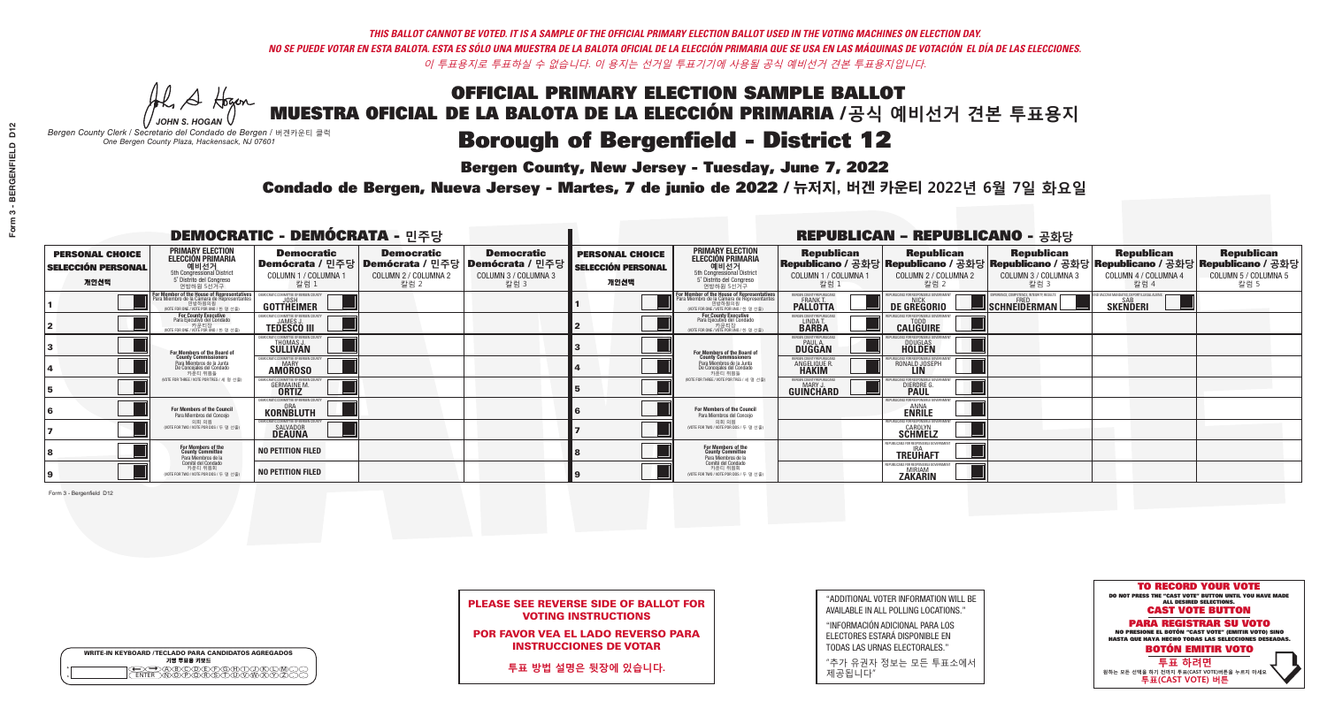*THIS BALLOT CANNOT BE VOTED. IT IS A SAMPLE OF THE OFFICIAL PRIMARY ELECTION BALLOT USED IN THE VOTING MACHINES ON ELECTION DAY.*
*NO SE PUEDE VOTAR EN ESTA BALOTA. ESTA ES SÓLO UNA MUESTRA DE LA BALOTA OFICIAL DE LA ELECCIÓN PRIMARIA QUE SE USA EN LAS MÁQUINAS DE VOTACIÓN EL DÍA DE LAS ELECCIONES.*
*이 투표용지로 투표하실 수 없습니다. 이 용지는 선거일 투표기기에 사용될 공식 예비선거 견본 투표용지입니다.*

JOHN S. HOGAN
*Bergen County Clerk / Secretario del Condado de Bergen / 버겐카운티 클럭*
*One Bergen County Plaza, Hackensack, NJ 07601*

# OFFICIAL PRIMARY ELECTION SAMPLE BALLOT
# MUESTRA OFICIAL DE LA BALOTA DE LA ELECCIÓN PRIMARIA / 공식 예비선거 견본 투표용지

## Borough of Bergenfield - District 12

**Bergen County, New Jersey - Tuesday, June 7, 2022**

**Condado de Bergen, Nueva Jersey - Martes, 7 de junio de 2022 / 뉴저지, 버겐 카운티 2022년 6월 7일 화요일**

### DEMOCRATIC - DEMÓCRATA - 민주당

| PERSONAL CHOICE / SELECCIÓN PERSONAL / 개인선택 | PRIMARY ELECTION / ELECCIÓN PRIMARIA / 예비선거 | Democratic / Demócrata / 민주당 COLUMN 1 / COLUMNA 1 / 칼럼 1 | Democratic / Demócrata / 민주당 COLUMN 2 / COLUMNA 2 / 칼럼 2 | Democratic / Demócrata / 민주당 COLUMN 3 / COLUMNA 3 / 칼럼 3 |
|---|---|---|---|---|
| 1 | For Member of the House of Representatives / Para Miembro de la Cámara de Representantes / 연방하원의원 (5th Congressional District) (VOTE FOR ONE / VOTE POR UNO / 한 명 선출) | JOSH GOTTHEIMER | | |
| 2 | For County Executive / Para Ejecutivo del Condado / 카운티장 (VOTE FOR ONE / VOTE POR UNO / 한 명 선출) | JAMES J. TEDESCO III | | |
| 3 | For Members of the Board of County Commissioners / Para Miembros de la Junta De Concejales del Condado / 카운티 위원들 (VOTE FOR THREE / VOTE POR TRES / 세 명 선출) | THOMAS J. SULLIVAN | | |
| 4 | | MARY AMOROSO | | |
| 5 | | GERMAINE M. ORTIZ | | |
| 6 | For Members of the Council / Para Miembros del Concejo / 의회 의원 (VOTE FOR TWO / VOTE POR DOS / 두 명 선출) | ORA KORNBLUTH | | |
| 7 | | SALVADOR DEAUNA | | |
| 8 | For Members of the County Committee / Para Miembros de la Comité del Condado / 카운티 위원회 (VOTE FOR TWO / VOTE POR DOS / 두 명 선출) | NO PETITION FILED | | |
| 9 | | NO PETITION FILED | | |

### REPUBLICAN - REPUBLICANO - 공화당

| PERSONAL CHOICE / SELECCIÓN PERSONAL / 개인선택 | PRIMARY ELECTION / ELECCIÓN PRIMARIA / 예비선거 | Republican / Republicano / 공화당 COLUMN 1 / COLUMNA 1 / 칼럼 1 | Republican / Republicano / 공화당 COLUMN 2 / COLUMNA 2 / 칼럼 2 | Republican / Republicano / 공화당 COLUMN 3 / COLUMNA 3 / 칼럼 3 | Republican / Republicano / 공화당 COLUMN 4 / COLUMNA 4 / 칼럼 4 | Republican / Republicano / 공화당 COLUMN 5 / COLUMNA 5 / 칼럼 5 |
|---|---|---|---|---|---|---|
| 1 | For Member of the House of Representatives / Para Miembro de la Cámara de Representantes / 연방하원의원 (5th Congressional District) (VOTE FOR ONE / VOTE POR UNO / 한 명 선출) | FRANK T. PALLOTTA | NICK DE GREGORIO | FRED SCHNEIDERMAN | SAB SKENDERI | |
| 2 | For County Executive / Para Ejecutivo del Condado / 카운티장 (VOTE FOR ONE / VOTE POR UNO / 한 명 선출) | LINDA T. BARBA | TODD CALIGUIRE | | | |
| 3 | For Members of the Board of County Commissioners / Para Miembros de la Junta De Concejales del Condado / 카운티 위원들 (VOTE FOR THREE / VOTE POR TRES / 세 명 선출) | PAUL A. DUGGAN | DOUGLAS HOLDEN | | | |
| 4 | | ANGELIQUE R. HAKIM | RONALD JOSEPH LIN | | | |
| 5 | | MARY J. GUINCHARD | DIERDRE G. PAUL | | | |
| 6 | For Members of the Council / Para Miembros del Concejo / 의회 의원 (VOTE FOR TWO / VOTE POR DOS / 두 명 선출) | | ANNA ENRILE | | | |
| 7 | | | CAROLYN SCHMELZ | | | |
| 8 | For Members of the County Committee / Para Miembros de la Comité del Condado / 카운티 위원회 (VOTE FOR TWO / VOTE POR DOS / 두 명 선출) | | IRA TREUHAFT | | | |
| 9 | | | MIRIAM ZAKARIN | | | |

Form 3 - Bergenfield D12

**PLEASE SEE REVERSE SIDE OF BALLOT FOR VOTING INSTRUCTIONS**

**POR FAVOR VEA EL LADO REVERSO PARA INSTRUCCIONES DE VOTAR**

**투표 방법 설명은 뒷장에 있습니다.**

"ADDITIONAL VOTER INFORMATION WILL BE AVAILABLE IN ALL POLLING LOCATIONS."

"INFORMACIÓN ADICIONAL PARA LOS ELECTORES ESTARÁ DISPONIBLE EN TODAS LAS URNAS ELECTORALES."

"추가 유권자 정보는 모든 투표소에서 제공됩니다"

**TO RECORD YOUR VOTE**
DO NOT PRESS THE "CAST VOTE" BUTTON UNTIL YOU HAVE MADE ALL DESIRED SELECTIONS.
**CAST VOTE BUTTON**

**PARA REGISTRAR SU VOTO**
NO PRESIONE EL BOTÓN "CAST VOTE" (EMITIR VOTO) SINO HASTA QUE HAYA HECHO TODAS LAS SELECCIONES DESEADAS.
**BOTÓN EMITIR VOTO**

**투표 하려면**
원하는 모든 선택을 하기 전까지 투표(CAST VOTE)버튼을 누르지 마세요
**투표(CAST VOTE) 버튼**

WRITE-IN KEYBOARD / TECLADO PARA CANDIDATOS AGREGADOS / 기명 투표용 키보드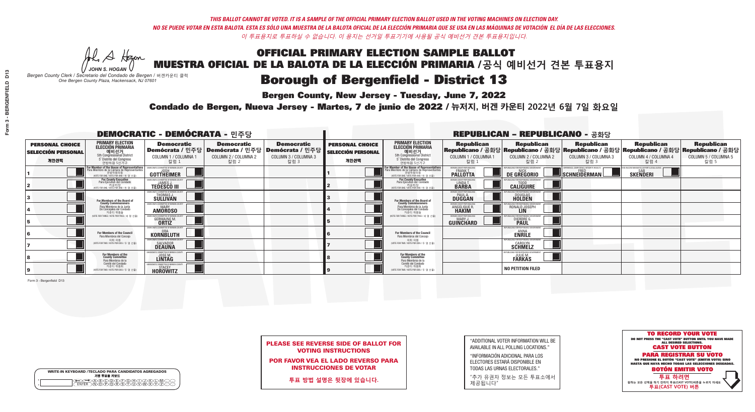*THIS BALLOT CANNOT BE VOTED. IT IS A SAMPLE OF THE OFFICIAL PRIMARY ELECTION BALLOT USED IN THE VOTING MACHINES ON ELECTION DAY.*

*NO SE PUEDE VOTAR EN ESTA BALOTA. ESTA ES SÓLO UNA MUESTRA DE LA BALOTA OFICIAL DE LA ELECCIÓN PRIMARIA QUE SE USA EN LAS MÁQUINAS DE VOTACIÓN EL DÍA DE LAS ELECCIONES.*

*이 투표용지로 투표하실 수 없습니다. 이 용지는 선거일 투표기기에 사용될 공식 예비선거 견본 투표용지입니다.*

JOHN S. HOGAN
*Bergen County Clerk / Secretario del Condado de Bergen / 버겐카운티 클럭*
*One Bergen County Plaza, Hackensack, NJ 07601*

# OFFICIAL PRIMARY ELECTION SAMPLE BALLOT
# MUESTRA OFICIAL DE LA BALOTA DE LA ELECCIÓN PRIMARIA /공식 예비선거 견본 투표용지
# Borough of Bergenfield - District 13

**Bergen County, New Jersey - Tuesday, June 7, 2022**

**Condado de Bergen, Nueva Jersey - Martes, 7 de junio de 2022 / 뉴저지, 버겐 카운티 2022년 6월 7일 화요일**

## DEMOCRATIC - DEMÓCRATA - 민주당

| PERSONAL CHOICE / SELECCIÓN PERSONAL / 개인선택 | PRIMARY ELECTION / ELECCIÓN PRIMARIA / 예비선거 (5th Congressional District / 5° Distrito del Congreso / 연방하원 5선거구) | Democratic / Demócrata / 민주당 COLUMN 1 / COLUMNA 1 / 칼럼 1 | Democratic / Demócrata / 민주당 COLUMN 2 / COLUMNA 2 / 칼럼 2 | Democratic / Demócrata / 민주당 COLUMN 3 / COLUMNA 3 / 칼럼 3 |
|---|---|---|---|---|
| 1 | For Member of the House of Representatives / Para Miembro de la Cámara de Representantes / 연방하원의원 (VOTE FOR ONE / VOTE POR UNO / 한 명 선출) | JOSH GOTTHEIMER | | |
| 2 | For County Executive / Para Ejecutivo del Condado / 카운티장 (VOTE FOR ONE / VOTE POR UNO / 한 명 선출) | JAMES J. TEDESCO III | | |
| 3 | For Members of the Board of County Commissioners / Para Miembros de la Junta De Concejales del Condado / 카운티 위원들 (VOTE FOR THREE / VOTE POR TRES / 세 명 선출) | THOMAS J. SULLIVAN | | |
| 4 | | MARY AMOROSO | | |
| 5 | | GERMAINE M. ORTIZ | | |
| 6 | For Members of the Council / Para Miembros del Concejo / 의회 의원 (VOTE FOR TWO / VOTE POR DOS / 두 명 선출) | ORA KORNBLUTH | | |
| 7 | | SALVADOR DEAUNA | | |
| 8 | For Members of the County Committee / Para Miembros de la Comité del Condado / 카운티 위원회 (VOTE FOR TWO / VOTE POR DOS / 두 명 선출) | JOSE M. LINTAG | | |
| 9 | | STACEY HOROWITZ | | |

## REPUBLICAN - REPUBLICANO - 공화당

| PERSONAL CHOICE / SELECCIÓN PERSONAL / 개인선택 | PRIMARY ELECTION / ELECCIÓN PRIMARIA / 예비선거 (5th Congressional District / 5° Distrito del Congreso / 연방하원 5선거구) | Republican / Republicano / 공화당 COLUMN 1 / COLUMNA 1 / 칼럼 1 | Republican / Republicano / 공화당 COLUMN 2 / COLUMNA 2 / 칼럼 2 | Republican / Republicano / 공화당 COLUMN 3 / COLUMNA 3 / 칼럼 3 | Republican / Republicano / 공화당 COLUMN 4 / COLUMNA 4 / 칼럼 4 | Republican / Republicano / 공화당 COLUMN 5 / COLUMNA 5 / 칼럼 5 |
|---|---|---|---|---|---|---|
| 1 | For Member of the House of Representatives / Para Miembro de la Cámara de Representantes / 연방하원의원 (VOTE FOR ONE / VOTE POR UNO / 한 명 선출) | FRANK T. PALLOTTA | NICK DE GREGORIO | FRED SCHNEIDERMAN | SAB SKENDERI | |
| 2 | For County Executive / Para Ejecutivo del Condado / 카운티장 (VOTE FOR ONE / VOTE POR UNO / 한 명 선출) | LINDA T. BARBA | TODD CALIGUIRE | | | |
| 3 | For Members of the Board of County Commissioners / Para Miembros de la Junta De Concejales del Condado / 카운티 위원들 (VOTE FOR THREE / VOTE POR TRES / 세 명 선출) | PAUL A. DUGGAN | DOUGLAS HOLDEN | | | |
| 4 | | ANGELIQUE R. HAKIM | RONALD JOSEPH LIN | | | |
| 5 | | MARY J. GUINCHARD | DIERDRE G. PAUL | | | |
| 6 | For Members of the Council / Para Miembros del Concejo / 의회 의원 (VOTE FOR TWO / VOTE POR DOS / 두 명 선출) | | ANNA ENRILE | | | |
| 7 | | | CAROLYN SCHMELZ | | | |
| 8 | For Members of the County Committee / Para Miembros de la Comité del Condado / 카운티 위원회 (VOTE FOR TWO / VOTE POR DOS / 두 명 선출) | | JULIE M. FARKAS | | | |
| 9 | | | NO PETITION FILED | | | |

**PLEASE SEE REVERSE SIDE OF BALLOT FOR VOTING INSTRUCTIONS**

**POR FAVOR VEA EL LADO REVERSO PARA INSTRUCCIONES DE VOTAR**

**투표 방법 설명은 뒷장에 있습니다.**

"ADDITIONAL VOTER INFORMATION WILL BE AVAILABLE IN ALL POLLING LOCATIONS."

"INFORMACIÓN ADICIONAL PARA LOS ELECTORES ESTARÁ DISPONIBLE EN TODAS LAS URNAS ELECTORALES."

"추가 유권자 정보는 모든 투표소에서 제공됩니다"

**TO RECORD YOUR VOTE**
DO NOT PRESS THE "CAST VOTE" BUTTON UNTIL YOU HAVE MADE ALL DESIRED SELECTIONS.
**CAST VOTE BUTTON**

**PARA REGISTRAR SU VOTO**
NO PRESIONE EL BOTÓN "CAST VOTE" (EMITIR VOTO) SINO HASTA QUE HAYA HECHO TODAS LAS SELECCIONES DESEADAS.
**BOTÓN EMITIR VOTO**

**투표 하려면**
원하는 모든 선택을 하기 전까지 투표(CAST VOTE)버튼을 누르지 마세요.
**투표(CAST VOTE) 버튼**

WRITE-IN KEYBOARD /TECLADO PARA CANDIDATOS AGREGADOS
기명 투표용 키보드

Form 3 - Bergenfield D13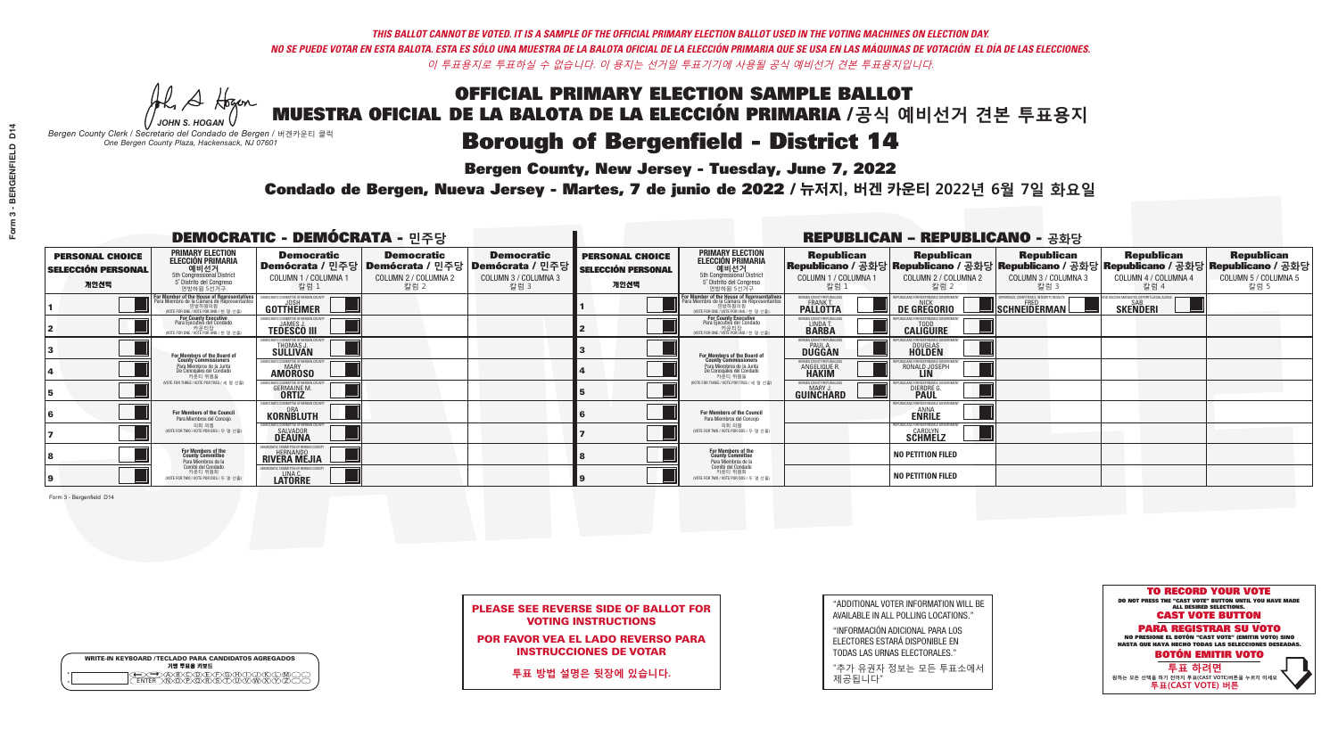*THIS BALLOT CANNOT BE VOTED. IT IS A SAMPLE OF THE OFFICIAL PRIMARY ELECTION BALLOT USED IN THE VOTING MACHINES ON ELECTION DAY.*
*NO SE PUEDE VOTAR EN ESTA BALOTA. ESTA ES SÓLO UNA MUESTRA DE LA BALOTA OFICIAL DE LA ELECCIÓN PRIMARIA QUE SE USA EN LAS MÁQUINAS DE VOTACIÓN EL DÍA DE LAS ELECCIONES.*
*이 투표용지로 투표하실 수 없습니다. 이 용지는 선거일 투표기기에 사용될 공식 예비선거 견본 투표용지입니다.*

JOHN S. HOGAN
*Bergen County Clerk / Secretario del Condado de Bergen / 버겐카운티 클럭*
*One Bergen County Plaza, Hackensack, NJ 07601*

# OFFICIAL PRIMARY ELECTION SAMPLE BALLOT
# MUESTRA OFICIAL DE LA BALOTA DE LA ELECCIÓN PRIMARIA /공식 예비선거 견본 투표용지
# Borough of Bergenfield - District 14

**Bergen County, New Jersey - Tuesday, June 7, 2022**

**Condado de Bergen, Nueva Jersey - Martes, 7 de junio de 2022 / 뉴저지, 버겐 카운티 2022년 6월 7일 화요일**

## DEMOCRATIC - DEMÓCRATA - 민주당

| PERSONAL CHOICE / SELECCIÓN PERSONAL / 개인선택 | PRIMARY ELECTION / ELECCIÓN PRIMARIA / 예비선거 (5th Congressional District) | Democratic / Demócrata / 민주당 COLUMN 1 / COLUMNA 1 / 칼럼 1 | Democratic / Demócrata / 민주당 COLUMN 2 / COLUMNA 2 / 칼럼 2 | Democratic / Demócrata / 민주당 COLUMN 3 / COLUMNA 3 / 칼럼 3 |
|---|---|---|---|---|
| 1 | For Member of the House of Representatives / Para Miembro de la Cámara de Representantes / 연방하원의원 (VOTE FOR ONE / VOTE POR UNO / 한 명 선출) | JOSH GOTTHEIMER | | |
| 2 | For County Executive / Para Ejecutivo del Condado / 카운티장 (VOTE FOR ONE / VOTE POR UNO / 한 명 선출) | JAMES J. TEDESCO III | | |
| 3 | For Members of the Board of County Commissioners / Para Miembros de la Junta De Concejales del Condado / 카운티 위원들 (VOTE FOR THREE / VOTE POR TRES / 세 명 선출) | THOMAS J. SULLIVAN | | |
| 4 | | MARY AMOROSO | | |
| 5 | | GERMAINE M. ORTIZ | | |
| 6 | For Members of the Council / Para Miembros del Concejo / 의회 의원 (VOTE FOR TWO / VOTE POR DOS / 두 명 선출) | ORA KORNBLUTH | | |
| 7 | | SALVADOR DEAUNA | | |
| 8 | For Members of the County Committee / Para Miembros de la Comité del Condado / 카운티 위원회 (VOTE FOR TWO / VOTE POR DOS / 두 명 선출) | HERNANDO RIVERA MEJIA | | |
| 9 | | LINA C. LATORRE | | |

## REPUBLICAN - REPUBLICANO - 공화당

| PERSONAL CHOICE / SELECCIÓN PERSONAL / 개인선택 | PRIMARY ELECTION / ELECCIÓN PRIMARIA / 예비선거 (5th Congressional District) | Republican / Republicano / 공화당 COLUMN 1 / COLUMNA 1 / 칼럼 1 | Republican / Republicano / 공화당 COLUMN 2 / COLUMNA 2 / 칼럼 2 | Republican / Republicano / 공화당 COLUMN 3 / COLUMNA 3 / 칼럼 3 | Republican / Republicano / 공화당 COLUMN 4 / COLUMNA 4 / 칼럼 4 | Republican / Republicano / 공화당 COLUMN 5 / COLUMNA 5 / 칼럼 5 |
|---|---|---|---|---|---|---|
| 1 | For Member of the House of Representatives / Para Miembro de la Cámara de Representantes / 연방하원의원 (VOTE FOR ONE / VOTE POR UNO / 한 명 선출) | FRANK T. PALLOTTA | NICK DE GREGORIO | FRED SCHNEIDERMAN | SAB SKENDERI | |
| 2 | For County Executive / Para Ejecutivo del Condado / 카운티장 (VOTE FOR ONE / VOTE POR UNO / 한 명 선출) | LINDA T. BARBA | TODD CALIGUIRE | | | |
| 3 | For Members of the Board of County Commissioners / Para Miembros de la Junta De Concejales del Condado / 카운티 위원들 (VOTE FOR THREE / VOTE POR TRES / 세 명 선출) | PAUL A. DUGGAN | DOUGLAS HOLDEN | | | |
| 4 | | ANGELIQUE R. HAKIM | RONALD JOSEPH LIN | | | |
| 5 | | MARY J. GUINCHARD | DIERDRE G. PAUL | | | |
| 6 | For Members of the Council / Para Miembros del Concejo / 의회 의원 (VOTE FOR TWO / VOTE POR DOS / 두 명 선출) | | ANNA ENRILE | | | |
| 7 | | | CAROLYN SCHMELZ | | | |
| 8 | For Members of the County Committee / Para Miembros de la Comité del Condado / 카운티 위원회 (VOTE FOR TWO / VOTE POR DOS / 두 명 선출) | | NO PETITION FILED | | | |
| 9 | | | NO PETITION FILED | | | |

Form 3 - Bergenfield D14

**PLEASE SEE REVERSE SIDE OF BALLOT FOR VOTING INSTRUCTIONS**

**POR FAVOR VEA EL LADO REVERSO PARA INSTRUCCIONES DE VOTAR**

**투표 방법 설명은 뒷장에 있습니다.**

"ADDITIONAL VOTER INFORMATION WILL BE AVAILABLE IN ALL POLLING LOCATIONS."

"INFORMACIÓN ADICIONAL PARA LOS ELECTORES ESTARÁ DISPONIBLE EN TODAS LAS URNAS ELECTORALES."

"추가 유권자 정보는 모든 투표소에서 제공됩니다"

WRITE-IN KEYBOARD /TECLADO PARA CANDIDATOS AGREGADOS
기명 투표용 키보드

**TO RECORD YOUR VOTE**
DO NOT PRESS THE "CAST VOTE" BUTTON UNTIL YOU HAVE MADE ALL DESIRED SELECTIONS.
**CAST VOTE BUTTON**

**PARA REGISTRAR SU VOTO**
NO PRESIONE EL BOTÓN "CAST VOTE" (EMITIR VOTO) SINO HASTA QUE HAYA HECHO TODAS LAS SELECCIONES DESEADAS.
**BOTÓN EMITIR VOTO**

**투표 하려면**
원하는 모든 선택을 하기 전까지 투표(CAST VOTE)버튼을 누르지 마세요
**투표(CAST VOTE) 버튼**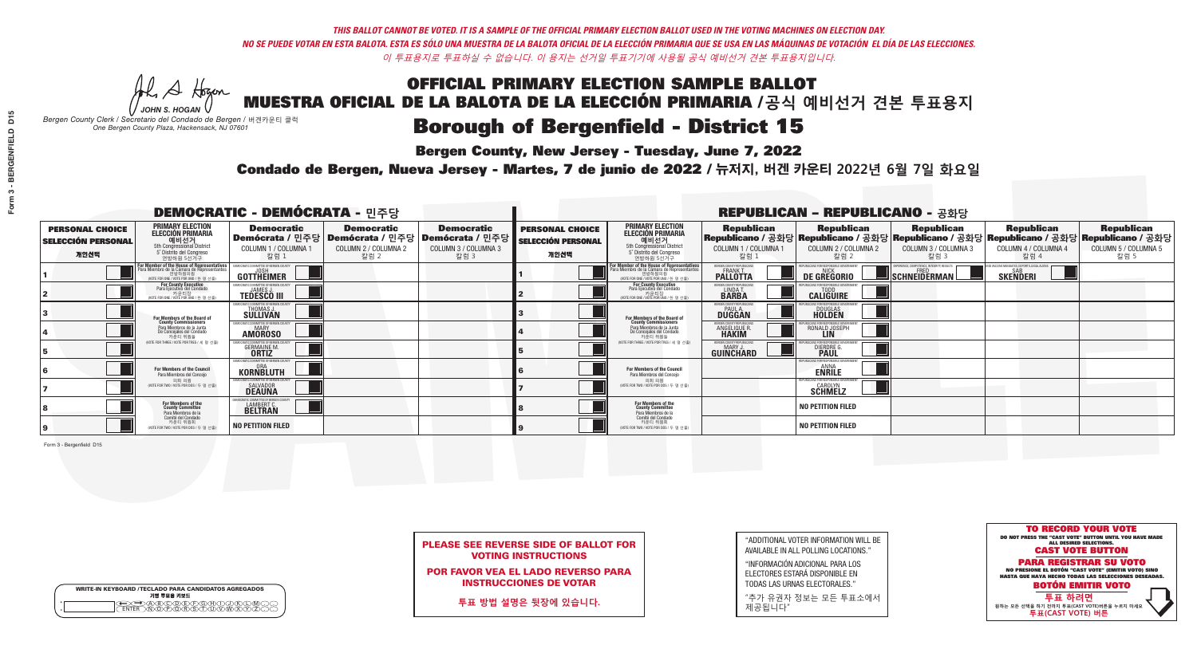*THIS BALLOT CANNOT BE VOTED. IT IS A SAMPLE OF THE OFFICIAL PRIMARY ELECTION BALLOT USED IN THE VOTING MACHINES ON ELECTION DAY.*
*NO SE PUEDE VOTAR EN ESTA BALOTA. ESTA ES SÓLO UNA MUESTRA DE LA BALOTA OFICIAL DE LA ELECCIÓN PRIMARIA QUE SE USA EN LAS MÁQUINAS DE VOTACIÓN EL DÍA DE LAS ELECCIONES.*
*이 투표용지로 투표하실 수 없습니다. 이 용지는 선거일 투표기기에 사용될 공식 예비선거 견본 투표용지입니다.*

JOHN S. HOGAN
*Bergen County Clerk / Secretario del Condado de Bergen / 버겐카운티 클럭*
*One Bergen County Plaza, Hackensack, NJ 07601*

# OFFICIAL PRIMARY ELECTION SAMPLE BALLOT
# MUESTRA OFICIAL DE LA BALOTA DE LA ELECCIÓN PRIMARIA / 공식 예비선거 견본 투표용지

## Borough of Bergenfield - District 15

**Bergen County, New Jersey - Tuesday, June 7, 2022**

**Condado de Bergen, Nueva Jersey - Martes, 7 de junio de 2022 / 뉴저지, 버겐 카운티 2022년 6월 7일 화요일**

### DEMOCRATIC - DEMÓCRATA - 민주당

| | PRIMARY ELECTION / ELECCIÓN PRIMARIA / 예비선거 | Democratic / Demócrata / 민주당 COLUMN 1 / COLUMNA 1 / 칼럼 1 | Democratic / Demócrata / 민주당 COLUMN 2 / COLUMNA 2 / 칼럼 2 | Democratic / Demócrata / 민주당 COLUMN 3 / COLUMNA 3 / 칼럼 3 |
|---|---|---|---|---|
| 1 | For Member of the House of Representatives / Para Miembro de la Cámara de Representantes / 연방하원의원 5th Congressional District (VOTE FOR ONE / VOTE POR UNO / 한 명 선출) | JOSH GOTTHEIMER | | |
| 2 | For County Executive / Para Ejecutivo del Condado / 카운티장 (VOTE FOR ONE / VOTE POR UNO / 한 명 선출) | JAMES J. TEDESCO III | | |
| 3 | For Members of the Board of County Commissioners / Para Miembros de la Junta De Concejales del Condado / 카운티 위원들 (VOTE FOR THREE / VOTE POR TRES / 세 명 선출) | THOMAS J. SULLIVAN | | |
| 4 | | MARY AMOROSO | | |
| 5 | | GERMAINE M. ORTIZ | | |
| 6 | For Members of the Council / Para Miembros del Concejo / 의회 의원 (VOTE FOR TWO / VOTE POR DOS / 두 명 선출) | ORA KORNBLUTH | | |
| 7 | | SALVADOR DEAUNA | | |
| 8 | For Members of the County Committee / Para Miembros de la Comité del Condado / 카운티 위원회 (VOTE FOR TWO / VOTE POR DOS / 두 명 선출) | LAMBERT C. BELTRAN | | |
| 9 | | NO PETITION FILED | | |

### REPUBLICAN - REPUBLICANO - 공화당

| | PRIMARY ELECTION / ELECCIÓN PRIMARIA / 예비선거 | Republican COLUMN 1 | Republican COLUMN 2 | Republican COLUMN 3 | Republican COLUMN 4 | Republican COLUMN 5 |
|---|---|---|---|---|---|---|
| 1 | For Member of the House of Representatives 5th Congressional District (VOTE FOR ONE) | FRANK T. PALLOTTA | NICK DE GREGORIO | FRED SCHNEIDERMAN | SAB SKENDERI | |
| 2 | For County Executive (VOTE FOR ONE) | LINDA T. BARBA | TODD CALIGUIRE | | | |
| 3 | For Members of the Board of County Commissioners (VOTE FOR THREE) | PAUL A. DUGGAN | DOUGLAS HOLDEN | | | |
| 4 | | ANGELIQUE R. HAKIM | RONALD JOSEPH LIN | | | |
| 5 | | MARY J. GUINCHARD | DIERDRE G. PAUL | | | |
| 6 | For Members of the Council (VOTE FOR TWO) | | ANNA ENRILE | | | |
| 7 | | | CAROLYN SCHMELZ | | | |
| 8 | For Members of the County Committee (VOTE FOR TWO) | | NO PETITION FILED | | | |
| 9 | | | NO PETITION FILED | | | |

**PLEASE SEE REVERSE SIDE OF BALLOT FOR VOTING INSTRUCTIONS**

**POR FAVOR VEA EL LADO REVERSO PARA INSTRUCCIONES DE VOTAR**

**투표 방법 설명은 뒷장에 있습니다.**

"ADDITIONAL VOTER INFORMATION WILL BE AVAILABLE IN ALL POLLING LOCATIONS."

"INFORMACIÓN ADICIONAL PARA LOS ELECTORES ESTARÁ DISPONIBLE EN TODAS LAS URNAS ELECTORALES."

"추가 유권자 정보는 모든 투표소에서 제공됩니다"

**TO RECORD YOUR VOTE**
DO NOT PRESS THE "CAST VOTE" BUTTON UNTIL YOU HAVE MADE ALL DESIRED SELECTIONS.
**CAST VOTE BUTTON**

**PARA REGISTRAR SU VOTO**
NO PRESIONE EL BOTÓN "CAST VOTE" (EMITIR VOTO) SINO HASTA QUE HAYA HECHO TODAS LAS SELECCIONES DESEADAS.
**BOTÓN EMITIR VOTO**

**투표 하려면**
원하는 모든 선택을 하기 전까지 투표(CAST VOTE)버튼을 누르지 마세요.
**투표(CAST VOTE) 버튼**

WRITE-IN KEYBOARD / TECLADO PARA CANDIDATOS AGREGADOS / 기명 투표용 키보드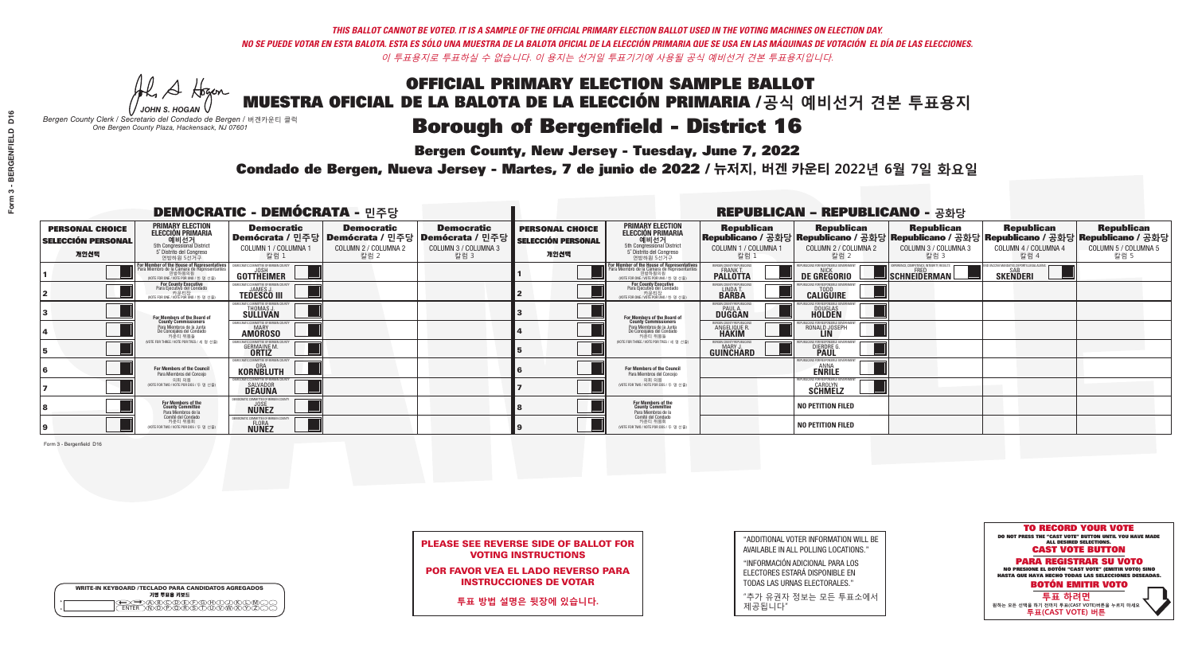*THIS BALLOT CANNOT BE VOTED. IT IS A SAMPLE OF THE OFFICIAL PRIMARY ELECTION BALLOT USED IN THE VOTING MACHINES ON ELECTION DAY.*
*NO SE PUEDE VOTAR EN ESTA BALOTA. ESTA ES SÓLO UNA MUESTRA DE LA BALOTA OFICIAL DE LA ELECCIÓN PRIMARIA QUE SE USA EN LAS MÁQUINAS DE VOTACIÓN EL DÍA DE LAS ELECCIONES.*
*이 투표용지로 투표하실 수 없습니다. 이 용지는 선거일 투표기기에 사용될 공식 예비선거 견본 투표용지입니다.*

JOHN S. HOGAN
*Bergen County Clerk / Secretario del Condado de Bergen / 버겐카운티 클럭*
*One Bergen County Plaza, Hackensack, NJ 07601*

# OFFICIAL PRIMARY ELECTION SAMPLE BALLOT
# MUESTRA OFICIAL DE LA BALOTA DE LA ELECCIÓN PRIMARIA /공식 예비선거 견본 투표용지
# Borough of Bergenfield - District 16

**Bergen County, New Jersey - Tuesday, June 7, 2022**

**Condado de Bergen, Nueva Jersey - Martes, 7 de junio de 2022 / 뉴저지, 버겐 카운티 2022년 6월 7일 화요일**

## DEMOCRATIC - DEMÓCRATA - 민주당

| PERSONAL CHOICE / SELECCIÓN PERSONAL / 개인선택 | PRIMARY ELECTION / ELECCIÓN PRIMARIA / 예비선거 | Democratic / Demócrata / 민주당 COLUMN 1 / COLUMNA 1 / 칼럼 1 | Democratic / Demócrata / 민주당 COLUMN 2 / COLUMNA 2 / 칼럼 2 | Democratic / Demócrata / 민주당 COLUMN 3 / COLUMNA 3 / 칼럼 3 |
|---|---|---|---|---|
| 1 | For Member of the House of Representatives / Para Miembro de la Cámara de Representantes / 연방하원의원 (5th Congressional District) (VOTE FOR ONE / VOTE POR UNO / 한 명 선출) | JOSH GOTTHEIMER | | |
| 2 | For County Executive / Para Ejecutivo del Condado / 카운티장 (VOTE FOR ONE / VOTE POR UNO / 한 명 선출) | JAMES J. TEDESCO III | | |
| 3 | For Members of the Board of County Commissioners / Para Miembros de la Junta De Concejales del Condado / 카운티 위원들 (VOTE FOR THREE / VOTE POR TRES / 세 명 선출) | THOMAS J. SULLIVAN | | |
| 4 | | MARY AMOROSO | | |
| 5 | | GERMAINE M. ORTIZ | | |
| 6 | For Members of the Council / Para Miembros del Concejo / 의회 의원 (VOTE FOR TWO / VOTE POR DOS / 두 명 선출) | ORA KORNBLUTH | | |
| 7 | | SALVADOR DEAUNA | | |
| 8 | For Members of the County Committee / Para Miembros de la Comité del Condado / 카운티 위원회 (VOTE FOR TWO / VOTE POR DOS / 두 명 선출) | JOSE NUNEZ | | |
| 9 | | FLORA NUNEZ | | |

## REPUBLICAN - REPUBLICANO - 공화당

| PERSONAL CHOICE / SELECCIÓN PERSONAL / 개인선택 | PRIMARY ELECTION / ELECCIÓN PRIMARIA / 예비선거 | Republican / Republicano / 공화당 COLUMN 1 / COLUMNA 1 / 칼럼 1 | Republican / Republicano / 공화당 COLUMN 2 / COLUMNA 2 / 칼럼 2 | Republican / Republicano / 공화당 COLUMN 3 / COLUMNA 3 / 칼럼 3 | Republican / Republicano / 공화당 COLUMN 4 / COLUMNA 4 / 칼럼 4 | Republican / Republicano / 공화당 COLUMN 5 / COLUMNA 5 / 칼럼 5 |
|---|---|---|---|---|---|---|
| 1 | For Member of the House of Representatives / Para Miembro de la Cámara de Representantes / 연방하원의원 (5th Congressional District) (VOTE FOR ONE / VOTE POR UNO / 한 명 선출) | FRANK T. PALLOTTA | NICK DE GREGORIO | FRED SCHNEIDERMAN | SAB SKENDERI | |
| 2 | For County Executive / Para Ejecutivo del Condado / 카운티장 (VOTE FOR ONE / VOTE POR UNO / 한 명 선출) | LINDA T. BARBA | TODD CALIGUIRE | | | |
| 3 | For Members of the Board of County Commissioners / Para Miembros de la Junta De Concejales del Condado / 카운티 위원들 (VOTE FOR THREE / VOTE POR TRES / 세 명 선출) | PAUL A. DUGGAN | DOUGLAS HOLDEN | | | |
| 4 | | ANGELIQUE R. HAKIM | RONALD JOSEPH LIN | | | |
| 5 | | MARY J. GUINCHARD | DIERDRE G. PAUL | | | |
| 6 | For Members of the Council / Para Miembros del Concejo / 의회 의원 (VOTE FOR TWO / VOTE POR DOS / 두 명 선출) | | ANNA ENRILE | | | |
| 7 | | | CAROLYN SCHMELZ | | | |
| 8 | For Members of the County Committee / Para Miembros de la Comité del Condado / 카운티 위원회 (VOTE FOR TWO / VOTE POR DOS / 두 명 선출) | | NO PETITION FILED | | | |
| 9 | | | NO PETITION FILED | | | |

**PLEASE SEE REVERSE SIDE OF BALLOT FOR VOTING INSTRUCTIONS**

**POR FAVOR VEA EL LADO REVERSO PARA INSTRUCCIONES DE VOTAR**

**투표 방법 설명은 뒷장에 있습니다.**

"ADDITIONAL VOTER INFORMATION WILL BE AVAILABLE IN ALL POLLING LOCATIONS."

"INFORMACIÓN ADICIONAL PARA LOS ELECTORES ESTARÁ DISPONIBLE EN TODAS LAS URNAS ELECTORALES."

"추가 유권자 정보는 모든 투표소에서 제공됩니다"

**TO RECORD YOUR VOTE**
DO NOT PRESS THE "CAST VOTE" BUTTON UNTIL YOU HAVE MADE ALL DESIRED SELECTIONS.
**CAST VOTE BUTTON**

**PARA REGISTRAR SU VOTO**
NO PRESIONE EL BOTÓN "CAST VOTE" (EMITIR VOTO) SINO HASTA QUE HAYA HECHO TODAS LAS SELECCIONES DESEADAS.
**BOTÓN EMITIR VOTO**

**투표 하려면**
원하는 모든 선택을 하기 전까지 투표(CAST VOTE)버튼을 누르지 마세요.
**투표(CAST VOTE) 버튼**

WRITE-IN KEYBOARD /TECLADO PARA CANDIDATOS AGREGADOS
기명 투표용 키보드

Form 3 - Bergenfield D16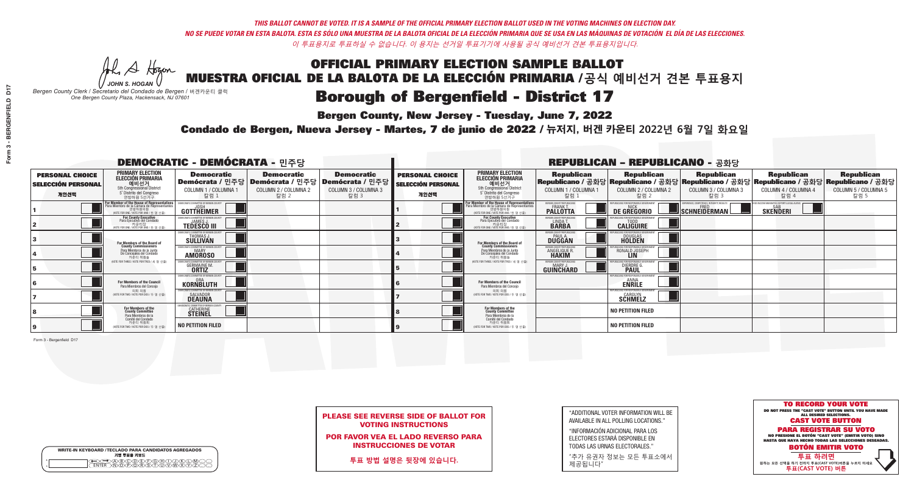THIS BALLOT CANNOT BE VOTED. IT IS A SAMPLE OF THE OFFICIAL PRIMARY ELECTION BALLOT USED IN THE VOTING MACHINES ON ELECTION DAY.

NO SE PUEDE VOTAR EN ESTA BALOTA. ESTA ES SÓLO UNA MUESTRA DE LA BALOTA OFICIAL DE LA ELECCIÓN PRIMARIA QUE SE USA EN LAS MÁQUINAS DE VOTACIÓN EL DÍA DE LAS ELECCIONES.

이 투표용지로 투표하실 수 없습니다. 이 용지는 선거일 투표기기에 사용될 공식 예비선거 견본 투표용지입니다.

JOHN S. HOGAN
*Bergen County Clerk / Secretario del Condado de Bergen / 버겐카운티 클럭*
*One Bergen County Plaza, Hackensack, NJ 07601*

# OFFICIAL PRIMARY ELECTION SAMPLE BALLOT
# MUESTRA OFICIAL DE LA BALOTA DE LA ELECCIÓN PRIMARIA / 공식 예비선거 견본 투표용지
# Borough of Bergenfield - District 17

**Bergen County, New Jersey - Tuesday, June 7, 2022**

**Condado de Bergen, Nueva Jersey - Martes, 7 de junio de 2022 / 뉴저지, 버겐 카운티 2022년 6월 7일 화요일**

## DEMOCRATIC - DEMÓCRATA - 민주당

| PERSONAL CHOICE / SELECCIÓN PERSONAL / 개인선택 | PRIMARY ELECTION / ELECCIÓN PRIMARIA / 예비선거 (5th Congressional District / 5° Distrito del Congreso / 연방하원 5선거구) | Democratic / Demócrata / 민주당 COLUMN 1 / COLUMNA 1 / 칼럼 1 | Democratic / Demócrata / 민주당 COLUMN 2 / COLUMNA 2 / 칼럼 2 | Democratic / Demócrata / 민주당 COLUMN 3 / COLUMNA 3 / 칼럼 3 |
|---|---|---|---|---|
| 1 | For Member of the House of Representatives / Para Miembro de la Cámara de Representantes / 연방하원의원 (VOTE FOR ONE / VOTE POR UNO / 한 명 선출) | JOSH GOTTHEIMER | | |
| 2 | For County Executive / Para Ejecutivo del Condado / 카운티장 (VOTE FOR ONE / VOTE POR UNO / 한 명 선출) | JAMES J. TEDESCO III | | |
| 3 | For Members of the Board of County Commissioners / Para Miembros de la Junta De Concejales del Condado / 카운티 위원들 (VOTE FOR THREE / VOTE POR TRES / 세 명 선출) | THOMAS J. SULLIVAN | | |
| 4 | | MARY AMOROSO | | |
| 5 | | GERMAINE M. ORTIZ | | |
| 6 | For Members of the Council / Para Miembros del Concejo / 의회 의원 (VOTE FOR TWO / VOTE POR DOS / 두 명 선출) | ORA KORNBLUTH | | |
| 7 | | SALVADOR DEAUNA | | |
| 8 | For Members of the County Committee / Para Miembros de la Comité del Condado / 카운티 위원회 (VOTE FOR TWO / VOTE POR DOS / 두 명 선출) | CATHERINE STEINEL | | |
| 9 | | NO PETITION FILED | | |

## REPUBLICAN - REPUBLICANO - 공화당

| PERSONAL CHOICE / SELECCIÓN PERSONAL / 개인선택 | PRIMARY ELECTION / ELECCIÓN PRIMARIA / 예비선거 (5th Congressional District / 5° Distrito del Congreso / 연방하원 5선거구) | Republican / Republicano / 공화당 COLUMN 1 / COLUMNA 1 / 칼럼 1 | Republican / Republicano / 공화당 COLUMN 2 / COLUMNA 2 / 칼럼 2 | Republican / Republicano / 공화당 COLUMN 3 / COLUMNA 3 / 칼럼 3 | Republican / Republicano / 공화당 COLUMN 4 / COLUMNA 4 / 칼럼 4 | Republican / Republicano / 공화당 COLUMN 5 / COLUMNA 5 / 칼럼 5 |
|---|---|---|---|---|---|---|
| 1 | For Member of the House of Representatives / Para Miembro de la Cámara de Representantes / 연방하원의원 (VOTE FOR ONE / VOTE POR UNO / 한 명 선출) | FRANK T. PALLOTTA | NICK DE GREGORIO | FRED SCHNEIDERMAN | SAB SKENDERI | |
| 2 | For County Executive / Para Ejecutivo del Condado / 카운티장 (VOTE FOR ONE / VOTE POR UNO / 한 명 선출) | LINDA T. BARBA | TODD CALIGUIRE | | | |
| 3 | For Members of the Board of County Commissioners / Para Miembros de la Junta De Concejales del Condado / 카운티 위원들 (VOTE FOR THREE / VOTE POR TRES / 세 명 선출) | PAUL A. DUGGAN | DOUGLAS HOLDEN | | | |
| 4 | | ANGELIQUE R. HAKIM | RONALD JOSEPH LIN | | | |
| 5 | | MARY J. GUINCHARD | DIERDRE G. PAUL | | | |
| 6 | For Members of the Council / Para Miembros del Concejo / 의회 의원 (VOTE FOR TWO / VOTE POR DOS / 두 명 선출) | | ANNA ENRILE | | | |
| 7 | | | CAROLYN SCHMELZ | | | |
| 8 | For Members of the County Committee / Para Miembros de la Comité del Condado / 카운티 위원회 (VOTE FOR TWO / VOTE POR DOS / 두 명 선출) | | NO PETITION FILED | | | |
| 9 | | | NO PETITION FILED | | | |

Form 3 - Bergenfield D17

**PLEASE SEE REVERSE SIDE OF BALLOT FOR VOTING INSTRUCTIONS**

**POR FAVOR VEA EL LADO REVERSO PARA INSTRUCCIONES DE VOTAR**

**투표 방법 설명은 뒷장에 있습니다.**

"ADDITIONAL VOTER INFORMATION WILL BE AVAILABLE IN ALL POLLING LOCATIONS."

"INFORMACIÓN ADICIONAL PARA LOS ELECTORES ESTARÁ DISPONIBLE EN TODAS LAS URNAS ELECTORALES."

"추가 유권자 정보는 모든 투표소에서 제공됩니다"

WRITE-IN KEYBOARD /TECLADO PARA CANDIDATOS AGREGADOS
기명 투표용 키보드

**TO RECORD YOUR VOTE**
DO NOT PRESS THE "CAST VOTE" BUTTON UNTIL YOU HAVE MADE ALL DESIRED SELECTIONS.
**CAST VOTE BUTTON**

**PARA REGISTRAR SU VOTO**
NO PRESIONE EL BOTÓN "CAST VOTE" (EMITIR VOTO) SINO HASTA QUE HAYA HECHO TODAS LAS SELECCIONES DESEADAS.
**BOTÓN EMITIR VOTO**

**투표 하려면**
원하는 모든 선택을 하기 전까지 투표(CAST VOTE)버튼을 누르지 마세요.
**투표(CAST VOTE) 버튼**